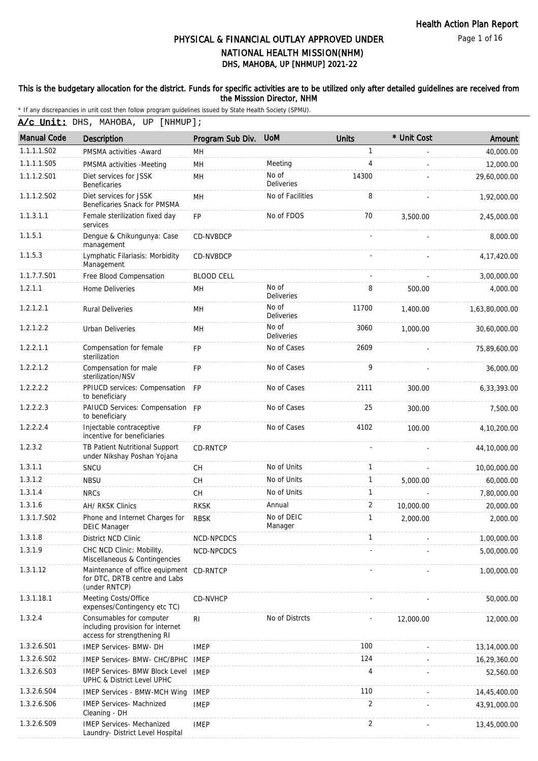Health Action Plan Report

# PHYSICAL & FINANCIAL OUTLAY APPROVED UNDER NATIONAL HEALTH MISSION(NHM)

## DHS, MAHOBA, UP [NHMUP] 2021-22

**This is the budgetary allocation for the district. Funds for specific activities are to be utilized only after detailed guidelines are received from the Misssion Director, NHM**

* If any discrepancies in unit cost then follow program guidelines issued by State Health Society (SPMU).

**A/c Unit:** DHS, MAHOBA, UP [NHMUP];

| Manual Code | Description | Program Sub Div. | UoM | Units | * Unit Cost | Amount |
|---|---|---|---|---|---|---|
| 1.1.1.1.S02 | PMSMA activities -Award | MH | | 1 | - | 40,000.00 |
| 1.1.1.1.S05 | PMSMA activities -Meeting | MH | Meeting | 4 | - | 12,000.00 |
| 1.1.1.2.S01 | Diet services for JSSK Beneficaries | MH | No of Deliveries | 14300 | - | 29,60,000.00 |
| 1.1.1.2.S02 | Diet services for JSSK Beneficaries Snack for PMSMA | MH | No of Facilities | 8 | - | 1,92,000.00 |
| 1.1.3.1.1 | Female sterilization fixed day services | FP | No of FDOS | 70 | 3,500.00 | 2,45,000.00 |
| 1.1.5.1 | Dengue & Chikungunya: Case management | CD-NVBDCP | | - | - | 8,000.00 |
| 1.1.5.3 | Lymphatic Filariasis: Morbidity Management | CD-NVBDCP | | - | - | 4,17,420.00 |
| 1.1.7.7.S01 | Free Blood Compensation | BLOOD CELL | | - | - | 3,00,000.00 |
| 1.2.1.1 | Home Deliveries | MH | No of Deliveries | 8 | 500.00 | 4,000.00 |
| 1.2.1.2.1 | Rural Deliveries | MH | No of Deliveries | 11700 | 1,400.00 | 1,63,80,000.00 |
| 1.2.1.2.2 | Urban Deliveries | MH | No of Deliveries | 3060 | 1,000.00 | 30,60,000.00 |
| 1.2.2.1.1 | Compensation for female sterilization | FP | No of Cases | 2609 | - | 75,89,600.00 |
| 1.2.2.1.2 | Compensation for male sterilization/NSV | FP | No of Cases | 9 | - | 36,000.00 |
| 1.2.2.2.2 | PPIUCD services: Compensation to beneficiary | FP | No of Cases | 2111 | 300.00 | 6,33,393.00 |
| 1.2.2.2.3 | PAIUCD Services: Compensation to beneficiary | FP | No of Cases | 25 | 300.00 | 7,500.00 |
| 1.2.2.2.4 | Injectable contraceptive incentive for beneficiaries | FP | No of Cases | 4102 | 100.00 | 4,10,200.00 |
| 1.2.3.2 | TB Patient Nutritional Support under Nikshay Poshan Yojana | CD-RNTCP | | - | - | 44,10,000.00 |
| 1.3.1.1 | SNCU | CH | No of Units | 1 | - | 10,00,000.00 |
| 1.3.1.2 | NBSU | CH | No of Units | 1 | 5,000.00 | 60,000.00 |
| 1.3.1.4 | NRCs | CH | No of Units | 1 | - | 7,80,000.00 |
| 1.3.1.6 | AH/ RKSK Clinics | RKSK | Annual | 2 | 10,000.00 | 20,000.00 |
| 1.3.1.7.S02 | Phone and Internet Charges for DEIC Manager | RBSK | No of DEIC Manager | 1 | 2,000.00 | 2,000.00 |
| 1.3.1.8 | District NCD Clinic | NCD-NPCDCS | | 1 | - | 1,00,000.00 |
| 1.3.1.9 | CHC NCD Clinic: Mobility, Miscellaneous & Contingencies | NCD-NPCDCS | | - | - | 5,00,000.00 |
| 1.3.1.12 | Maintenance of office equipment for DTC, DRTB centre and Labs (under RNTCP) | CD-RNTCP | | - | - | 1,00,000.00 |
| 1.3.1.18.1 | Meeting Costs/Office expenses/Contingency etc TC) | CD-NVHCP | | - | - | 50,000.00 |
| 1.3.2.4 | Consumables for computer including provision for internet access for strengthening RI | RI | No of Distrcts | - | 12,000.00 | 12,000.00 |
| 1.3.2.6.S01 | IMEP Services- BMW- DH | IMEP | | 100 | - | 13,14,000.00 |
| 1.3.2.6.S02 | IMEP Services- BMW- CHC/BPHC | IMEP | | 124 | - | 16,29,360.00 |
| 1.3.2.6.S03 | IMEP Services- BMW Block Level UPHC & District Level UPHC | IMEP | | 4 | - | 52,560.00 |
| 1.3.2.6.S04 | IMEP Services - BMW-MCH Wing | IMEP | | 110 | - | 14,45,400.00 |
| 1.3.2.6.S06 | IMEP Services- Machnized Cleaning - DH | IMEP | | 2 | - | 43,91,000.00 |
| 1.3.2.6.S09 | IMEP Services- Mechanized Laundry- District Level Hospital | IMEP | | 2 | - | 13,45,000.00 |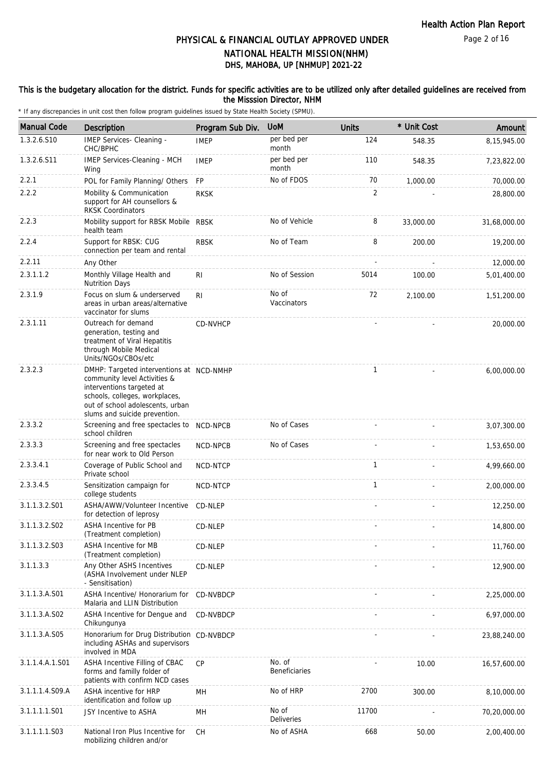# PHYSICAL & FINANCIAL OUTLAY APPROVED UNDER NATIONAL HEALTH MISSION(NHM)

## DHS, MAHOBA, UP [NHMUP] 2021-22

**This is the budgetary allocation for the district. Funds for specific activities are to be utilized only after detailed guidelines are received from the Misssion Director, NHM**

\* If any discrepancies in unit cost then follow program guidelines issued by State Health Society (SPMU).

| Manual Code | Description | Program Sub Div. | UoM | Units | * Unit Cost | Amount |
|---|---|---|---|---|---|---|
| 1.3.2.6.S10 | IMEP Services- Cleaning - CHC/BPHC | IMEP | per bed per month | 124 | 548.35 | 8,15,945.00 |
| 1.3.2.6.S11 | IMEP Services-Cleaning - MCH Wing | IMEP | per bed per month | 110 | 548.35 | 7,23,822.00 |
| 2.2.1 | POL for Family Planning/ Others | FP | No of FDOS | 70 | 1,000.00 | 70,000.00 |
| 2.2.2 | Mobility & Communication support for AH counsellors & RKSK Coordinators | RKSK | | 2 | - | 28,800.00 |
| 2.2.3 | Mobility support for RBSK Mobile health team | RBSK | No of Vehicle | 8 | 33,000.00 | 31,68,000.00 |
| 2.2.4 | Support for RBSK: CUG connection per team and rental | RBSK | No of Team | 8 | 200.00 | 19,200.00 |
| 2.2.11 | Any Other | | | - | - | 12,000.00 |
| 2.3.1.1.2 | Monthly Village Health and Nutrition Days | RI | No of Session | 5014 | 100.00 | 5,01,400.00 |
| 2.3.1.9 | Focus on slum & underserved areas in urban areas/alternative vaccinator for slums | RI | No of Vaccinators | 72 | 2,100.00 | 1,51,200.00 |
| 2.3.1.11 | Outreach for demand generation, testing and treatment of Viral Hepatitis through Mobile Medical Units/NGOs/CBOs/etc | CD-NVHCP | | - | - | 20,000.00 |
| 2.3.2.3 | DMHP: Targeted interventions at community level Activities & interventions targeted at schools, colleges, workplaces, out of school adolescents, urban slums and suicide prevention. | NCD-NMHP | | 1 | - | 6,00,000.00 |
| 2.3.3.2 | Screening and free spectacles to school children | NCD-NPCB | No of Cases | - | - | 3,07,300.00 |
| 2.3.3.3 | Screening and free spectacles for near work to Old Person | NCD-NPCB | No of Cases | - | - | 1,53,650.00 |
| 2.3.3.4.1 | Coverage of Public School and Private school | NCD-NTCP | | 1 | - | 4,99,660.00 |
| 2.3.3.4.5 | Sensitization campaign for college students | NCD-NTCP | | 1 | - | 2,00,000.00 |
| 3.1.1.3.2.S01 | ASHA/AWW/Volunteer Incentive for detection of leprosy | CD-NLEP | | - | - | 12,250.00 |
| 3.1.1.3.2.S02 | ASHA Incentive for PB (Treatment completion) | CD-NLEP | | - | - | 14,800.00 |
| 3.1.1.3.2.S03 | ASHA Incentive for MB (Treatment completion) | CD-NLEP | | - | - | 11,760.00 |
| 3.1.1.3.3 | Any Other ASHS Incentives (ASHA Involvement under NLEP - Sensitisation) | CD-NLEP | | - | - | 12,900.00 |
| 3.1.1.3.A.S01 | ASHA Incentive/ Honorarium for Malaria and LLIN Distribution | CD-NVBDCP | | - | - | 2,25,000.00 |
| 3.1.1.3.A.S02 | ASHA Incentive for Dengue and Chikungunya | CD-NVBDCP | | - | - | 6,97,000.00 |
| 3.1.1.3.A.S05 | Honorarium for Drug Distribution including ASHAs and supervisors involved in MDA | CD-NVBDCP | | - | - | 23,88,240.00 |
| 3.1.1.4.A.1.S01 | ASHA Incentive Filling of CBAC forms and familly folder of patients with confirm NCD cases | CP | No. of Beneficiaries | - | 10.00 | 16,57,600.00 |
| 3.1.1.1.4.S09.A | ASHA incentive for HRP identification and follow up | MH | No of HRP | 2700 | 300.00 | 8,10,000.00 |
| 3.1.1.1.1.S01 | JSY Incentive to ASHA | MH | No of Deliveries | 11700 | - | 70,20,000.00 |
| 3.1.1.1.1.S03 | National Iron Plus Incentive for mobilizing children and/or | CH | No of ASHA | 668 | 50.00 | 2,00,400.00 |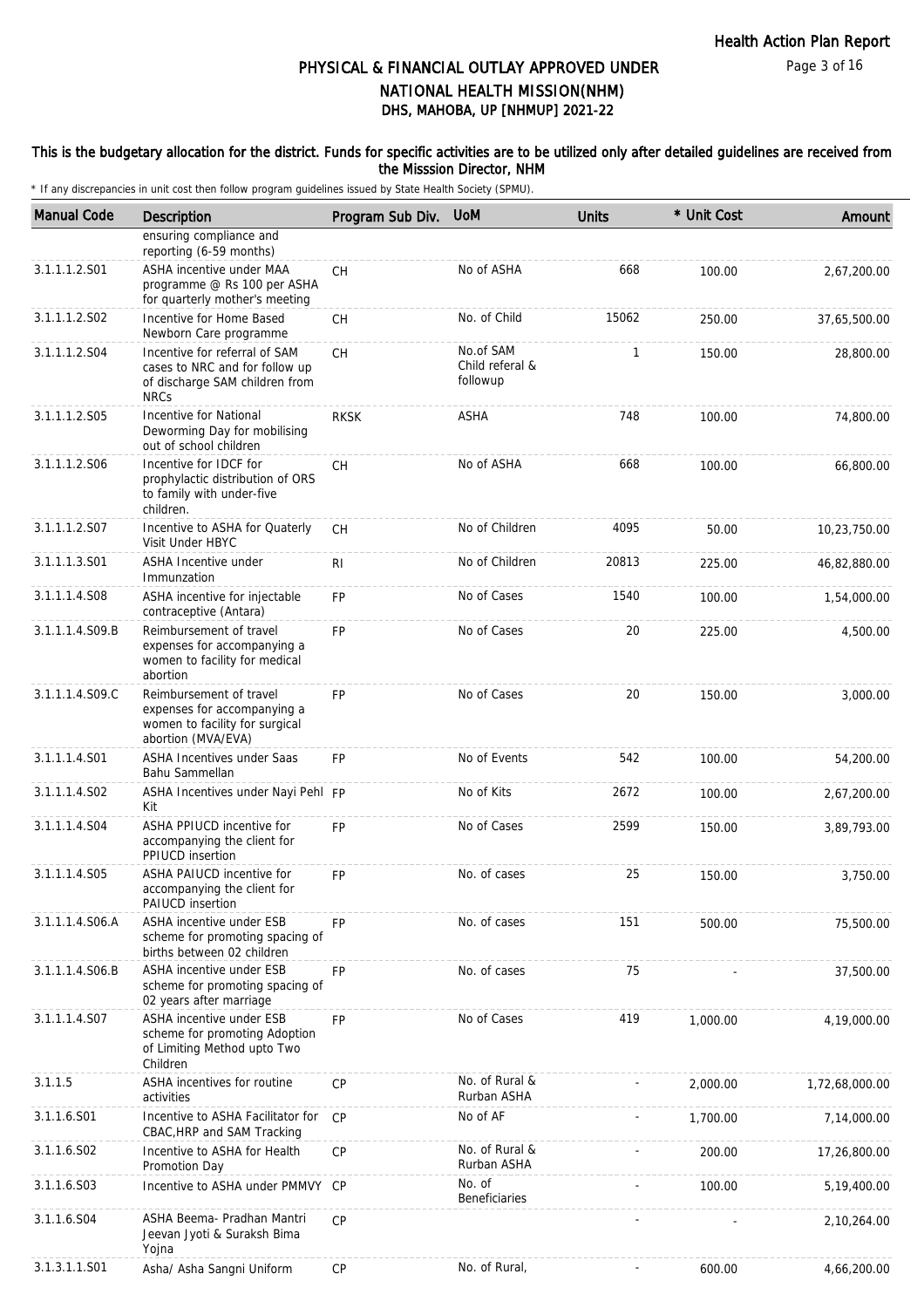# PHYSICAL & FINANCIAL OUTLAY APPROVED UNDER NATIONAL HEALTH MISSION(NHM)

## DHS, MAHOBA, UP [NHMUP] 2021-22

**This is the budgetary allocation for the district. Funds for specific activities are to be utilized only after detailed guidelines are received from the Misssion Director, NHM**

\* If any discrepancies in unit cost then follow program guidelines issued by State Health Society (SPMU).

| Manual Code | Description | Program Sub Div. | UoM | Units | * Unit Cost | Amount |
|---|---|---|---|---|---|---|
| | ensuring compliance and reporting (6-59 months) | | | | | |
| 3.1.1.1.2.S01 | ASHA incentive under MAA programme @ Rs 100 per ASHA for quarterly mother's meeting | CH | No of ASHA | 668 | 100.00 | 2,67,200.00 |
| 3.1.1.1.2.S02 | Incentive for Home Based Newborn Care programme | CH | No. of Child | 15062 | 250.00 | 37,65,500.00 |
| 3.1.1.1.2.S04 | Incentive for referral of SAM cases to NRC and for follow up of discharge SAM children from NRCs | CH | No.of SAM Child referal & followup | 1 | 150.00 | 28,800.00 |
| 3.1.1.1.2.S05 | Incentive for National Deworming Day for mobilising out of school children | RKSK | ASHA | 748 | 100.00 | 74,800.00 |
| 3.1.1.1.2.S06 | Incentive for IDCF for prophylactic distribution of ORS to family with under-five children. | CH | No of ASHA | 668 | 100.00 | 66,800.00 |
| 3.1.1.1.2.S07 | Incentive to ASHA for Quaterly Visit Under HBYC | CH | No of Children | 4095 | 50.00 | 10,23,750.00 |
| 3.1.1.1.3.S01 | ASHA Incentive under Immunzation | RI | No of Children | 20813 | 225.00 | 46,82,880.00 |
| 3.1.1.1.4.S08 | ASHA incentive for injectable contraceptive (Antara) | FP | No of Cases | 1540 | 100.00 | 1,54,000.00 |
| 3.1.1.1.4.S09.B | Reimbursement of travel expenses for accompanying a women to facility for medical abortion | FP | No of Cases | 20 | 225.00 | 4,500.00 |
| 3.1.1.1.4.S09.C | Reimbursement of travel expenses for accompanying a women to facility for surgical abortion (MVA/EVA) | FP | No of Cases | 20 | 150.00 | 3,000.00 |
| 3.1.1.1.4.S01 | ASHA Incentives under Saas Bahu Sammellan | FP | No of Events | 542 | 100.00 | 54,200.00 |
| 3.1.1.1.4.S02 | ASHA Incentives under Nayi Pehl Kit | FP | No of Kits | 2672 | 100.00 | 2,67,200.00 |
| 3.1.1.1.4.S04 | ASHA PPIUCD incentive for accompanying the client for PPIUCD insertion | FP | No of Cases | 2599 | 150.00 | 3,89,793.00 |
| 3.1.1.1.4.S05 | ASHA PAIUCD incentive for accompanying the client for PAIUCD insertion | FP | No. of cases | 25 | 150.00 | 3,750.00 |
| 3.1.1.1.4.S06.A | ASHA incentive under ESB scheme for promoting spacing of births between 02 children | FP | No. of cases | 151 | 500.00 | 75,500.00 |
| 3.1.1.1.4.S06.B | ASHA incentive under ESB scheme for promoting spacing of 02 years after marriage | FP | No. of cases | 75 | - | 37,500.00 |
| 3.1.1.1.4.S07 | ASHA incentive under ESB scheme for promoting Adoption of Limiting Method upto Two Children | FP | No of Cases | 419 | 1,000.00 | 4,19,000.00 |
| 3.1.1.5 | ASHA incentives for routine activities | CP | No. of Rural & Rurban ASHA | - | 2,000.00 | 1,72,68,000.00 |
| 3.1.1.6.S01 | Incentive to ASHA Facilitator for CBAC,HRP and SAM Tracking | CP | No of AF | - | 1,700.00 | 7,14,000.00 |
| 3.1.1.6.S02 | Incentive to ASHA for Health Promotion Day | CP | No. of Rural & Rurban ASHA | - | 200.00 | 17,26,800.00 |
| 3.1.1.6.S03 | Incentive to ASHA under PMMVY | CP | No. of Beneficiaries | - | 100.00 | 5,19,400.00 |
| 3.1.1.6.S04 | ASHA Beema- Pradhan Mantri Jeevan Jyoti & Suraksh Bima Yojna | CP | | - | - | 2,10,264.00 |
| 3.1.3.1.1.S01 | Asha/ Asha Sangni Uniform | CP | No. of Rural, | - | 600.00 | 4,66,200.00 |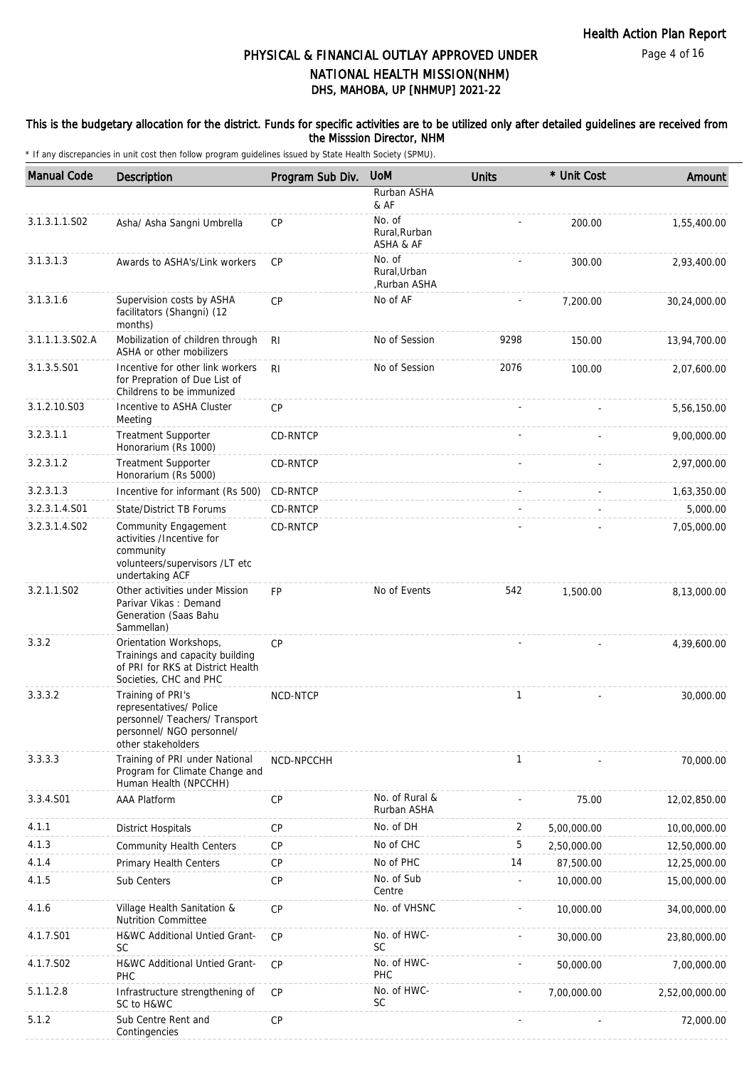## PHYSICAL & FINANCIAL OUTLAY APPROVED UNDER NATIONAL HEALTH MISSION(NHM)
## DHS, MAHOBA, UP [NHMUP] 2021-22

**This is the budgetary allocation for the district. Funds for specific activities are to be utilized only after detailed guidelines are received from the Misssion Director, NHM**

\* If any discrepancies in unit cost then follow program guidelines issued by State Health Society (SPMU).

| Manual Code | Description | Program Sub Div. | UoM | Units | * Unit Cost | Amount |
|---|---|---|---|---|---|---|
| | | | Rurban ASHA & AF | | | |
| 3.1.3.1.1.S02 | Asha/ Asha Sangni Umbrella | CP | No. of Rural,Rurban ASHA & AF | - | 200.00 | 1,55,400.00 |
| 3.1.3.1.3 | Awards to ASHA's/Link workers | CP | No. of Rural,Urban ,Rurban ASHA | - | 300.00 | 2,93,400.00 |
| 3.1.3.1.6 | Supervision costs by ASHA facilitators (Shangni) (12 months) | CP | No of AF | - | 7,200.00 | 30,24,000.00 |
| 3.1.1.1.3.S02.A | Mobilization of children through ASHA or other mobilizers | RI | No of Session | 9298 | 150.00 | 13,94,700.00 |
| 3.1.3.5.S01 | Incentive for other link workers for Prepration of Due List of Childrens to be immunized | RI | No of Session | 2076 | 100.00 | 2,07,600.00 |
| 3.1.2.10.S03 | Incentive to ASHA Cluster Meeting | CP | | - | - | 5,56,150.00 |
| 3.2.3.1.1 | Treatment Supporter Honorarium (Rs 1000) | CD-RNTCP | | - | - | 9,00,000.00 |
| 3.2.3.1.2 | Treatment Supporter Honorarium (Rs 5000) | CD-RNTCP | | - | - | 2,97,000.00 |
| 3.2.3.1.3 | Incentive for informant (Rs 500) | CD-RNTCP | | - | - | 1,63,350.00 |
| 3.2.3.1.4.S01 | State/District TB Forums | CD-RNTCP | | - | - | 5,000.00 |
| 3.2.3.1.4.S02 | Community Engagement activities /Incentive for community volunteers/supervisors /LT etc undertaking ACF | CD-RNTCP | | - | - | 7,05,000.00 |
| 3.2.1.1.S02 | Other activities under Mission Parivar Vikas : Demand Generation (Saas Bahu Sammellan) | FP | No of Events | 542 | 1,500.00 | 8,13,000.00 |
| 3.3.2 | Orientation Workshops, Trainings and capacity building of PRI for RKS at District Health Societies, CHC and PHC | CP | | - | - | 4,39,600.00 |
| 3.3.3.2 | Training of PRI's representatives/ Police personnel/ Teachers/ Transport personnel/ NGO personnel/ other stakeholders | NCD-NTCP | | 1 | - | 30,000.00 |
| 3.3.3.3 | Training of PRI under National Program for Climate Change and Human Health (NPCCHH) | NCD-NPCCHH | | 1 | - | 70,000.00 |
| 3.3.4.S01 | AAA Platform | CP | No. of Rural & Rurban ASHA | - | 75.00 | 12,02,850.00 |
| 4.1.1 | District Hospitals | CP | No. of DH | 2 | 5,00,000.00 | 10,00,000.00 |
| 4.1.3 | Community Health Centers | CP | No of CHC | 5 | 2,50,000.00 | 12,50,000.00 |
| 4.1.4 | Primary Health Centers | CP | No of PHC | 14 | 87,500.00 | 12,25,000.00 |
| 4.1.5 | Sub Centers | CP | No. of Sub Centre | - | 10,000.00 | 15,00,000.00 |
| 4.1.6 | Village Health Sanitation & Nutrition Committee | CP | No. of VHSNC | - | 10,000.00 | 34,00,000.00 |
| 4.1.7.S01 | H&WC Additional Untied Grant-SC | CP | No. of HWC-SC | - | 30,000.00 | 23,80,000.00 |
| 4.1.7.S02 | H&WC Additional Untied Grant-PHC | CP | No. of HWC-PHC | - | 50,000.00 | 7,00,000.00 |
| 5.1.1.2.8 | Infrastructure strengthening of SC to H&WC | CP | No. of HWC-SC | - | 7,00,000.00 | 2,52,00,000.00 |
| 5.1.2 | Sub Centre Rent and Contingencies | CP | | - | - | 72,000.00 |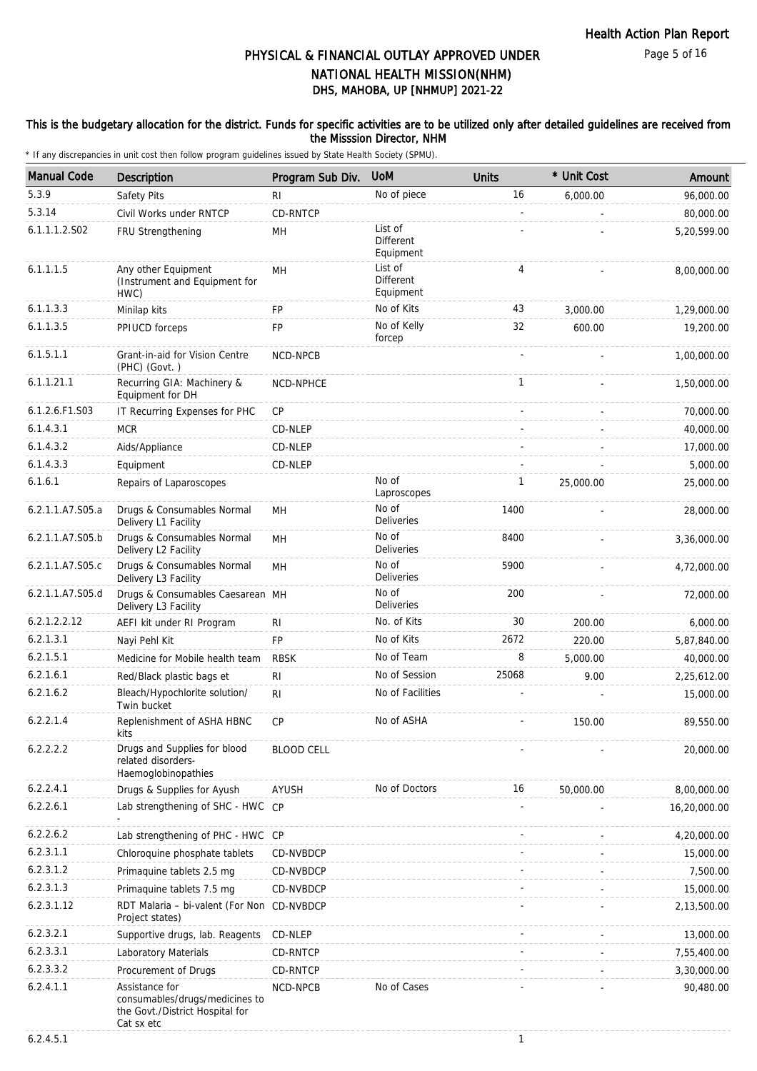# PHYSICAL & FINANCIAL OUTLAY APPROVED UNDER NATIONAL HEALTH MISSION(NHM)

## DHS, MAHOBA, UP [NHMUP] 2021-22

**This is the budgetary allocation for the district. Funds for specific activities are to be utilized only after detailed guidelines are received from the Misssion Director, NHM**

\* If any discrepancies in unit cost then follow program guidelines issued by State Health Society (SPMU).

| Manual Code | Description | Program Sub Div. | UoM | Units | * Unit Cost | Amount |
|---|---|---|---|---|---|---|
| 5.3.9 | Safety Pits | RI | No of piece | 16 | 6,000.00 | 96,000.00 |
| 5.3.14 | Civil Works under RNTCP | CD-RNTCP | | - | - | 80,000.00 |
| 6.1.1.1.2.S02 | FRU Strengthening | MH | List of Different Equipment | - | - | 5,20,599.00 |
| 6.1.1.1.5 | Any other Equipment (Instrument and Equipment for HWC) | MH | List of Different Equipment | 4 | - | 8,00,000.00 |
| 6.1.1.3.3 | Minilap kits | FP | No of Kits | 43 | 3,000.00 | 1,29,000.00 |
| 6.1.1.3.5 | PPIUCD forceps | FP | No of Kelly forcep | 32 | 600.00 | 19,200.00 |
| 6.1.5.1.1 | Grant-in-aid for Vision Centre (PHC) (Govt. ) | NCD-NPCB | | - | - | 1,00,000.00 |
| 6.1.1.21.1 | Recurring GIA: Machinery & Equipment for DH | NCD-NPHCE | | 1 | - | 1,50,000.00 |
| 6.1.2.6.F1.S03 | IT Recurring Expenses for PHC | CP | | - | - | 70,000.00 |
| 6.1.4.3.1 | MCR | CD-NLEP | | - | - | 40,000.00 |
| 6.1.4.3.2 | Aids/Appliance | CD-NLEP | | - | - | 17,000.00 |
| 6.1.4.3.3 | Equipment | CD-NLEP | | - | - | 5,000.00 |
| 6.1.6.1 | Repairs of Laparoscopes | | No of Laproscopes | 1 | 25,000.00 | 25,000.00 |
| 6.2.1.1.A7.S05.a | Drugs & Consumables Normal Delivery L1 Facility | MH | No of Deliveries | 1400 | - | 28,000.00 |
| 6.2.1.1.A7.S05.b | Drugs & Consumables Normal Delivery L2 Facility | MH | No of Deliveries | 8400 | - | 3,36,000.00 |
| 6.2.1.1.A7.S05.c | Drugs & Consumables Normal Delivery L3 Facility | MH | No of Deliveries | 5900 | - | 4,72,000.00 |
| 6.2.1.1.A7.S05.d | Drugs & Consumables Caesarean Delivery L3 Facility | MH | No of Deliveries | 200 | - | 72,000.00 |
| 6.2.1.2.2.12 | AEFI kit under RI Program | RI | No. of Kits | 30 | 200.00 | 6,000.00 |
| 6.2.1.3.1 | Nayi Pehl Kit | FP | No of Kits | 2672 | 220.00 | 5,87,840.00 |
| 6.2.1.5.1 | Medicine for Mobile health team | RBSK | No of Team | 8 | 5,000.00 | 40,000.00 |
| 6.2.1.6.1 | Red/Black plastic bags et | RI | No of Session | 25068 | 9.00 | 2,25,612.00 |
| 6.2.1.6.2 | Bleach/Hypochlorite solution/ Twin bucket | RI | No of Facilities | - | - | 15,000.00 |
| 6.2.2.1.4 | Replenishment of ASHA HBNC kits | CP | No of ASHA | - | 150.00 | 89,550.00 |
| 6.2.2.2.2 | Drugs and Supplies for blood related disorders- Haemoglobinopathies | BLOOD CELL | | - | - | 20,000.00 |
| 6.2.2.4.1 | Drugs & Supplies for Ayush | AYUSH | No of Doctors | 16 | 50,000.00 | 8,00,000.00 |
| 6.2.2.6.1 | Lab strengthening of SHC - HWC - | CP | | - | - | 16,20,000.00 |
| 6.2.2.6.2 | Lab strengthening of PHC - HWC | CP | | - | - | 4,20,000.00 |
| 6.2.3.1.1 | Chloroquine phosphate tablets | CD-NVBDCP | | - | - | 15,000.00 |
| 6.2.3.1.2 | Primaquine tablets 2.5 mg | CD-NVBDCP | | - | - | 7,500.00 |
| 6.2.3.1.3 | Primaquine tablets 7.5 mg | CD-NVBDCP | | - | - | 15,000.00 |
| 6.2.3.1.12 | RDT Malaria – bi-valent (For Non Project states) | CD-NVBDCP | | - | - | 2,13,500.00 |
| 6.2.3.2.1 | Supportive drugs, lab. Reagents | CD-NLEP | | - | - | 13,000.00 |
| 6.2.3.3.1 | Laboratory Materials | CD-RNTCP | | - | - | 7,55,400.00 |
| 6.2.3.3.2 | Procurement of Drugs | CD-RNTCP | | - | - | 3,30,000.00 |
| 6.2.4.1.1 | Assistance for consumables/drugs/medicines to the Govt./District Hospital for Cat sx etc | NCD-NPCB | No of Cases | - | - | 90,480.00 |
| 6.2.4.5.1 | | | | 1 | | |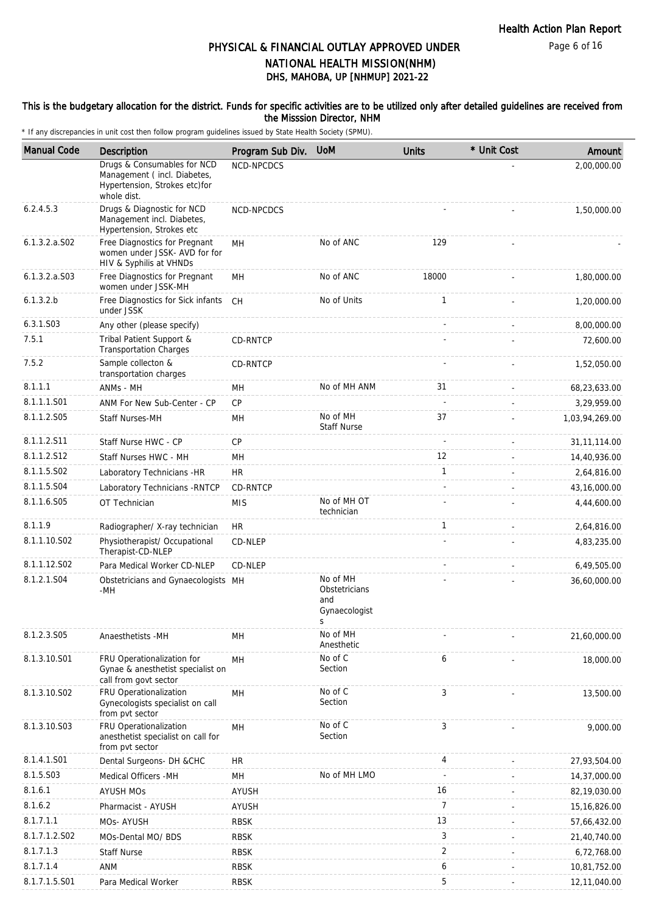# PHYSICAL & FINANCIAL OUTLAY APPROVED UNDER NATIONAL HEALTH MISSION(NHM)

## DHS, MAHOBA, UP [NHMUP] 2021-22

**This is the budgetary allocation for the district. Funds for specific activities are to be utilized only after detailed guidelines are received from the Misssion Director, NHM**

\* If any discrepancies in unit cost then follow program guidelines issued by State Health Society (SPMU).

| Manual Code | Description | Program Sub Div. | UoM | Units | * Unit Cost | Amount |
|---|---|---|---|---|---|---|
| | Drugs & Consumables for NCD Management ( incl. Diabetes, Hypertension, Strokes etc)for whole dist. | NCD-NPCDCS | | | - | 2,00,000.00 |
| 6.2.4.5.3 | Drugs & Diagnostic for NCD Management incl. Diabetes, Hypertension, Strokes etc | NCD-NPCDCS | | - | - | 1,50,000.00 |
| 6.1.3.2.a.S02 | Free Diagnostics for Pregnant women under JSSK- AVD for for HIV & Syphilis at VHNDs | MH | No of ANC | 129 | - | - |
| 6.1.3.2.a.S03 | Free Diagnostics for Pregnant women under JSSK-MH | MH | No of ANC | 18000 | - | 1,80,000.00 |
| 6.1.3.2.b | Free Diagnostics for Sick infants under JSSK | CH | No of Units | 1 | - | 1,20,000.00 |
| 6.3.1.S03 | Any other (please specify) | | | - | - | 8,00,000.00 |
| 7.5.1 | Tribal Patient Support & Transportation Charges | CD-RNTCP | | - | - | 72,600.00 |
| 7.5.2 | Sample collecton & transportation charges | CD-RNTCP | | - | - | 1,52,050.00 |
| 8.1.1.1 | ANMs - MH | MH | No of MH ANM | 31 | - | 68,23,633.00 |
| 8.1.1.1.S01 | ANM For New Sub-Center - CP | CP | | - | - | 3,29,959.00 |
| 8.1.1.2.S05 | Staff Nurses-MH | MH | No of MH Staff Nurse | 37 | - | 1,03,94,269.00 |
| 8.1.1.2.S11 | Staff Nurse HWC - CP | CP | | - | - | 31,11,114.00 |
| 8.1.1.2.S12 | Staff Nurses HWC - MH | MH | | 12 | - | 14,40,936.00 |
| 8.1.1.5.S02 | Laboratory Technicians -HR | HR | | 1 | - | 2,64,816.00 |
| 8.1.1.5.S04 | Laboratory Technicians -RNTCP | CD-RNTCP | | - | - | 43,16,000.00 |
| 8.1.1.6.S05 | OT Technician | MIS | No of MH OT technician | - | - | 4,44,600.00 |
| 8.1.1.9 | Radiographer/ X-ray technician | HR | | 1 | - | 2,64,816.00 |
| 8.1.1.10.S02 | Physiotherapist/ Occupational Therapist-CD-NLEP | CD-NLEP | | - | - | 4,83,235.00 |
| 8.1.1.12.S02 | Para Medical Worker CD-NLEP | CD-NLEP | | - | - | 6,49,505.00 |
| 8.1.2.1.S04 | Obstetricians and Gynaecologists -MH | MH | No of MH Obstetricians and Gynaecologists | - | - | 36,60,000.00 |
| 8.1.2.3.S05 | Anaesthetists -MH | MH | No of MH Anesthetic | - | - | 21,60,000.00 |
| 8.1.3.10.S01 | FRU Operationalization for Gynae & anesthetist specialist on call from govt sector | MH | No of C Section | 6 | - | 18,000.00 |
| 8.1.3.10.S02 | FRU Operationalization Gynecologists specialist on call from pvt sector | MH | No of C Section | 3 | - | 13,500.00 |
| 8.1.3.10.S03 | FRU Operationalization anesthetist specialist on call for from pvt sector | MH | No of C Section | 3 | - | 9,000.00 |
| 8.1.4.1.S01 | Dental Surgeons- DH &CHC | HR | | 4 | - | 27,93,504.00 |
| 8.1.5.S03 | Medical Officers -MH | MH | No of MH LMO | - | - | 14,37,000.00 |
| 8.1.6.1 | AYUSH MOs | AYUSH | | 16 | - | 82,19,030.00 |
| 8.1.6.2 | Pharmacist - AYUSH | AYUSH | | 7 | - | 15,16,826.00 |
| 8.1.7.1.1 | MOs- AYUSH | RBSK | | 13 | - | 57,66,432.00 |
| 8.1.7.1.2.S02 | MOs-Dental MO/ BDS | RBSK | | 3 | - | 21,40,740.00 |
| 8.1.7.1.3 | Staff Nurse | RBSK | | 2 | - | 6,72,768.00 |
| 8.1.7.1.4 | ANM | RBSK | | 6 | - | 10,81,752.00 |
| 8.1.7.1.5.S01 | Para Medical Worker | RBSK | | 5 | - | 12,11,040.00 |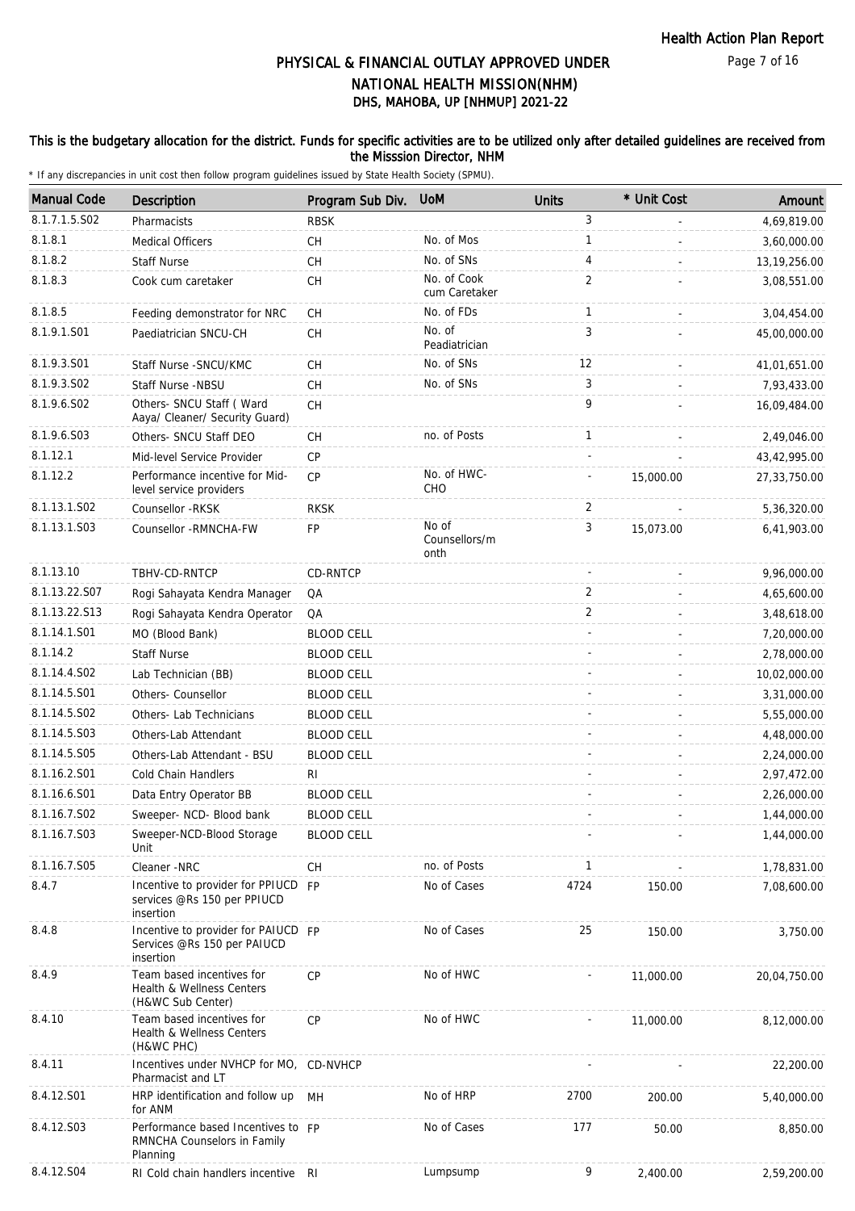# PHYSICAL & FINANCIAL OUTLAY APPROVED UNDER NATIONAL HEALTH MISSION(NHM)

## DHS, MAHOBA, UP [NHMUP] 2021-22

### This is the budgetary allocation for the district. Funds for specific activities are to be utilized only after detailed guidelines are received from the Misssion Director, NHM

* If any discrepancies in unit cost then follow program guidelines issued by State Health Society (SPMU).

| Manual Code | Description | Program Sub Div. | UoM | Units | * Unit Cost | Amount |
|---|---|---|---|---|---|---|
| 8.1.7.1.5.S02 | Pharmacists | RBSK | | 3 | - | 4,69,819.00 |
| 8.1.8.1 | Medical Officers | CH | No. of Mos | 1 | - | 3,60,000.00 |
| 8.1.8.2 | Staff Nurse | CH | No. of SNs | 4 | - | 13,19,256.00 |
| 8.1.8.3 | Cook cum caretaker | CH | No. of Cook cum Caretaker | 2 | - | 3,08,551.00 |
| 8.1.8.5 | Feeding demonstrator for NRC | CH | No. of FDs | 1 | - | 3,04,454.00 |
| 8.1.9.1.S01 | Paediatrician SNCU-CH | CH | No. of Peadiatrician | 3 | - | 45,00,000.00 |
| 8.1.9.3.S01 | Staff Nurse -SNCU/KMC | CH | No. of SNs | 12 | - | 41,01,651.00 |
| 8.1.9.3.S02 | Staff Nurse -NBSU | CH | No. of SNs | 3 | - | 7,93,433.00 |
| 8.1.9.6.S02 | Others- SNCU Staff ( Ward Aaya/ Cleaner/ Security Guard) | CH | | 9 | - | 16,09,484.00 |
| 8.1.9.6.S03 | Others- SNCU Staff DEO | CH | no. of Posts | 1 | - | 2,49,046.00 |
| 8.1.12.1 | Mid-level Service Provider | CP | | - | - | 43,42,995.00 |
| 8.1.12.2 | Performance incentive for Mid-level service providers | CP | No. of HWC-CHO | - | 15,000.00 | 27,33,750.00 |
| 8.1.13.1.S02 | Counsellor -RKSK | RKSK | | 2 | - | 5,36,320.00 |
| 8.1.13.1.S03 | Counsellor -RMNCHA-FW | FP | No of Counsellors/month | 3 | 15,073.00 | 6,41,903.00 |
| 8.1.13.10 | TBHV-CD-RNTCP | CD-RNTCP | | - | - | 9,96,000.00 |
| 8.1.13.22.S07 | Rogi Sahayata Kendra Manager | QA | | 2 | - | 4,65,600.00 |
| 8.1.13.22.S13 | Rogi Sahayata Kendra Operator | QA | | 2 | - | 3,48,618.00 |
| 8.1.14.1.S01 | MO (Blood Bank) | BLOOD CELL | | - | - | 7,20,000.00 |
| 8.1.14.2 | Staff Nurse | BLOOD CELL | | - | - | 2,78,000.00 |
| 8.1.14.4.S02 | Lab Technician (BB) | BLOOD CELL | | - | - | 10,02,000.00 |
| 8.1.14.5.S01 | Others- Counsellor | BLOOD CELL | | - | - | 3,31,000.00 |
| 8.1.14.5.S02 | Others- Lab Technicians | BLOOD CELL | | - | - | 5,55,000.00 |
| 8.1.14.5.S03 | Others-Lab Attendant | BLOOD CELL | | - | - | 4,48,000.00 |
| 8.1.14.5.S05 | Others-Lab Attendant - BSU | BLOOD CELL | | - | - | 2,24,000.00 |
| 8.1.16.2.S01 | Cold Chain Handlers | RI | | - | - | 2,97,472.00 |
| 8.1.16.6.S01 | Data Entry Operator BB | BLOOD CELL | | - | - | 2,26,000.00 |
| 8.1.16.7.S02 | Sweeper- NCD- Blood bank | BLOOD CELL | | - | - | 1,44,000.00 |
| 8.1.16.7.S03 | Sweeper-NCD-Blood Storage Unit | BLOOD CELL | | - | - | 1,44,000.00 |
| 8.1.16.7.S05 | Cleaner -NRC | CH | no. of Posts | 1 | - | 1,78,831.00 |
| 8.4.7 | Incentive to provider for PPIUCD services @Rs 150 per PPIUCD insertion | FP | No of Cases | 4724 | 150.00 | 7,08,600.00 |
| 8.4.8 | Incentive to provider for PAIUCD Services @Rs 150 per PAIUCD insertion | FP | No of Cases | 25 | 150.00 | 3,750.00 |
| 8.4.9 | Team based incentives for Health & Wellness Centers (H&WC Sub Center) | CP | No of HWC | - | 11,000.00 | 20,04,750.00 |
| 8.4.10 | Team based incentives for Health & Wellness Centers (H&WC PHC) | CP | No of HWC | - | 11,000.00 | 8,12,000.00 |
| 8.4.11 | Incentives under NVHCP for MO, Pharmacist and LT | CD-NVHCP | | - | - | 22,200.00 |
| 8.4.12.S01 | HRP identification and follow up for ANM | MH | No of HRP | 2700 | 200.00 | 5,40,000.00 |
| 8.4.12.S03 | Performance based Incentives to RMNCHA Counselors in Family Planning | FP | No of Cases | 177 | 50.00 | 8,850.00 |
| 8.4.12.S04 | RI Cold chain handlers incentive | RI | Lumpsump | 9 | 2,400.00 | 2,59,200.00 |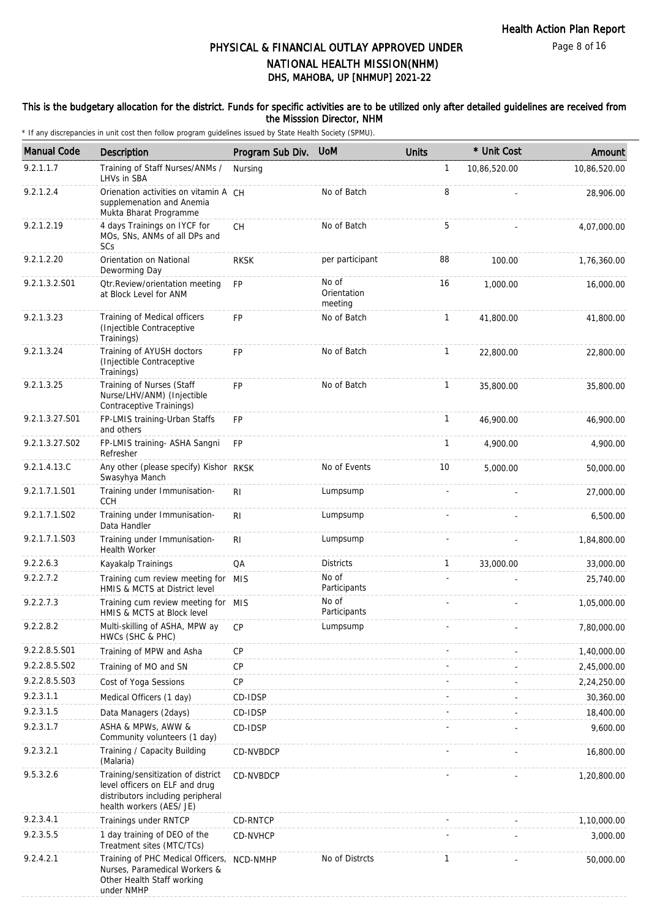Health Action Plan Report

# PHYSICAL & FINANCIAL OUTLAY APPROVED UNDER NATIONAL HEALTH MISSION(NHM)
## DHS, MAHOBA, UP [NHMUP] 2021-22

### This is the budgetary allocation for the district. Funds for specific activities are to be utilized only after detailed guidelines are received from the Misssion Director, NHM

* If any discrepancies in unit cost then follow program guidelines issued by State Health Society (SPMU).

| Manual Code | Description | Program Sub Div. | UoM | Units | * Unit Cost | Amount |
|---|---|---|---|---|---|---|
| 9.2.1.1.7 | Training of Staff Nurses/ANMs / LHVs in SBA | Nursing | | 1 | 10,86,520.00 | 10,86,520.00 |
| 9.2.1.2.4 | Orienation activities on vitamin A supplemenation and Anemia Mukta Bharat Programme | CH | No of Batch | 8 | - | 28,906.00 |
| 9.2.1.2.19 | 4 days Trainings on IYCF for MOs, SNs, ANMs of all DPs and SCs | CH | No of Batch | 5 | - | 4,07,000.00 |
| 9.2.1.2.20 | Orientation on National Deworming Day | RKSK | per participant | 88 | 100.00 | 1,76,360.00 |
| 9.2.1.3.2.S01 | Qtr.Review/orientation meeting at Block Level for ANM | FP | No of Orientation meeting | 16 | 1,000.00 | 16,000.00 |
| 9.2.1.3.23 | Training of Medical officers (Injectible Contraceptive Trainings) | FP | No of Batch | 1 | 41,800.00 | 41,800.00 |
| 9.2.1.3.24 | Training of AYUSH doctors (Injectible Contraceptive Trainings) | FP | No of Batch | 1 | 22,800.00 | 22,800.00 |
| 9.2.1.3.25 | Training of Nurses (Staff Nurse/LHV/ANM) (Injectible Contraceptive Trainings) | FP | No of Batch | 1 | 35,800.00 | 35,800.00 |
| 9.2.1.3.27.S01 | FP-LMIS training-Urban Staffs and others | FP | | 1 | 46,900.00 | 46,900.00 |
| 9.2.1.3.27.S02 | FP-LMIS training- ASHA Sangni Refresher | FP | | 1 | 4,900.00 | 4,900.00 |
| 9.2.1.4.13.C | Any other (please specify) Kishor Swasyhya Manch | RKSK | No of Events | 10 | 5,000.00 | 50,000.00 |
| 9.2.1.7.1.S01 | Training under Immunisation-CCH | RI | Lumpsump | - | - | 27,000.00 |
| 9.2.1.7.1.S02 | Training under Immunisation-Data Handler | RI | Lumpsump | - | - | 6,500.00 |
| 9.2.1.7.1.S03 | Training under Immunisation-Health Worker | RI | Lumpsump | - | - | 1,84,800.00 |
| 9.2.2.6.3 | Kayakalp Trainings | QA | Districts | 1 | 33,000.00 | 33,000.00 |
| 9.2.2.7.2 | Training cum review meeting for HMIS & MCTS at District level | MIS | No of Participants | - | - | 25,740.00 |
| 9.2.2.7.3 | Training cum review meeting for HMIS & MCTS at Block level | MIS | No of Participants | - | - | 1,05,000.00 |
| 9.2.2.8.2 | Multi-skilling of ASHA, MPW ay HWCs (SHC & PHC) | CP | Lumpsump | - | - | 7,80,000.00 |
| 9.2.2.8.5.S01 | Training of MPW and Asha | CP | | - | - | 1,40,000.00 |
| 9.2.2.8.5.S02 | Training of MO and SN | CP | | - | - | 2,45,000.00 |
| 9.2.2.8.5.S03 | Cost of Yoga Sessions | CP | | - | - | 2,24,250.00 |
| 9.2.3.1.1 | Medical Officers (1 day) | CD-IDSP | | - | - | 30,360.00 |
| 9.2.3.1.5 | Data Managers (2days) | CD-IDSP | | - | - | 18,400.00 |
| 9.2.3.1.7 | ASHA & MPWs, AWW & Community volunteers (1 day) | CD-IDSP | | - | - | 9,600.00 |
| 9.2.3.2.1 | Training / Capacity Building (Malaria) | CD-NVBDCP | | - | - | 16,800.00 |
| 9.5.3.2.6 | Training/sensitization of district level officers on ELF and drug distributors including peripheral health workers (AES/ JE) | CD-NVBDCP | | - | - | 1,20,800.00 |
| 9.2.3.4.1 | Trainings under RNTCP | CD-RNTCP | | - | - | 1,10,000.00 |
| 9.2.3.5.5 | 1 day training of DEO of the Treatment sites (MTC/TCs) | CD-NVHCP | | - | - | 3,000.00 |
| 9.2.4.2.1 | Training of PHC Medical Officers, Nurses, Paramedical Workers & Other Health Staff working under NMHP | NCD-NMHP | No of Distrcts | 1 | - | 50,000.00 |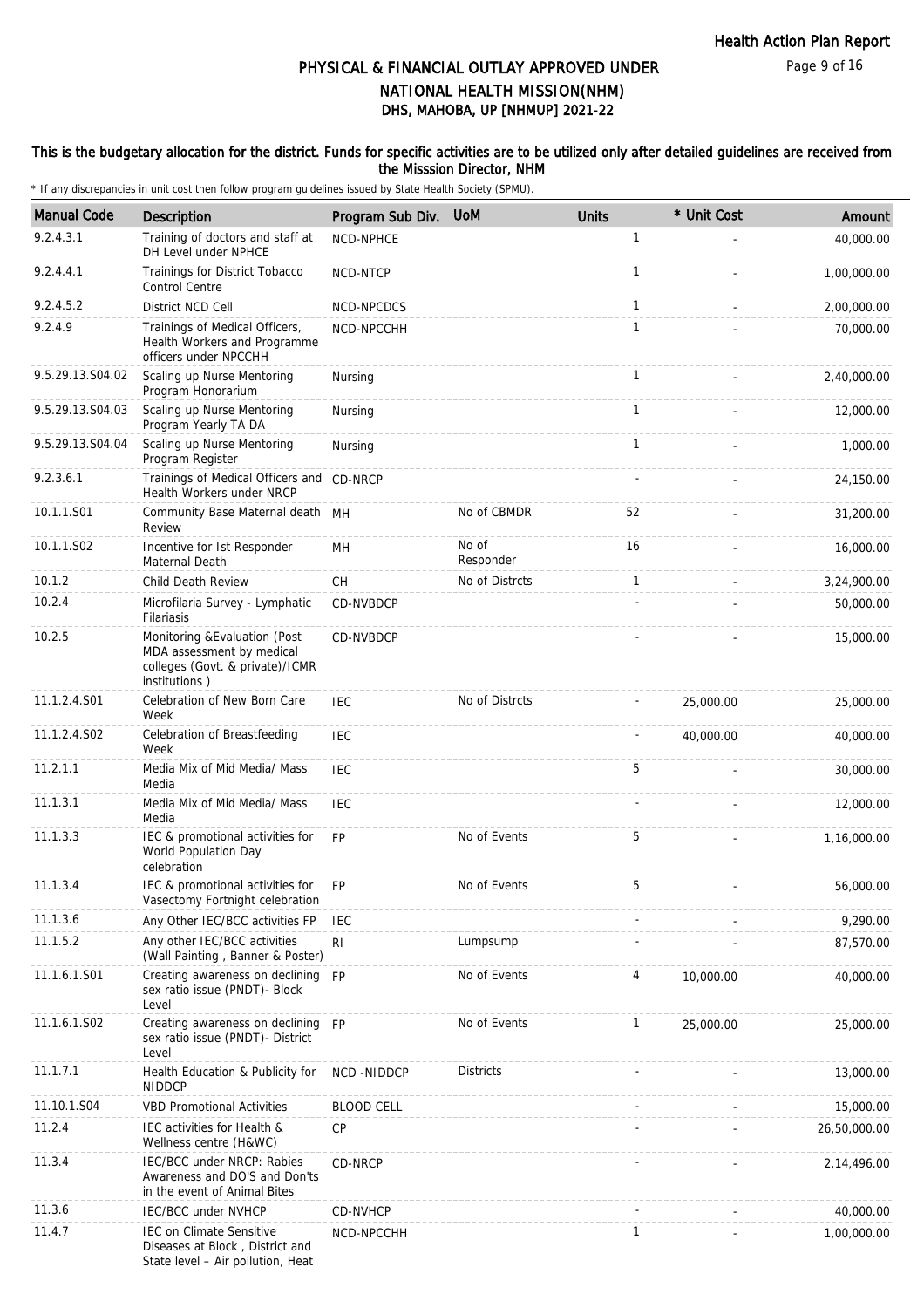# PHYSICAL & FINANCIAL OUTLAY APPROVED UNDER NATIONAL HEALTH MISSION(NHM)

## DHS, MAHOBA, UP [NHMUP] 2021-22

**This is the budgetary allocation for the district. Funds for specific activities are to be utilized only after detailed guidelines are received from the Misssion Director, NHM**

\* If any discrepancies in unit cost then follow program guidelines issued by State Health Society (SPMU).

| Manual Code | Description | Program Sub Div. | UoM | Units | * Unit Cost | Amount |
|---|---|---|---|---|---|---|
| 9.2.4.3.1 | Training of doctors and staff at DH Level under NPHCE | NCD-NPHCE | | 1 | - | 40,000.00 |
| 9.2.4.4.1 | Trainings for District Tobacco Control Centre | NCD-NTCP | | 1 | - | 1,00,000.00 |
| 9.2.4.5.2 | District NCD Cell | NCD-NPCDCS | | 1 | - | 2,00,000.00 |
| 9.2.4.9 | Trainings of Medical Officers, Health Workers and Programme officers under NPCCHH | NCD-NPCCHH | | 1 | - | 70,000.00 |
| 9.5.29.13.S04.02 | Scaling up Nurse Mentoring Program Honorarium | Nursing | | 1 | - | 2,40,000.00 |
| 9.5.29.13.S04.03 | Scaling up Nurse Mentoring Program Yearly TA DA | Nursing | | 1 | - | 12,000.00 |
| 9.5.29.13.S04.04 | Scaling up Nurse Mentoring Program Register | Nursing | | 1 | - | 1,000.00 |
| 9.2.3.6.1 | Trainings of Medical Officers and Health Workers under NRCP | CD-NRCP | | - | - | 24,150.00 |
| 10.1.1.S01 | Community Base Maternal death Review | MH | No of CBMDR | 52 | - | 31,200.00 |
| 10.1.1.S02 | Incentive for Ist Responder Maternal Death | MH | No of Responder | 16 | - | 16,000.00 |
| 10.1.2 | Child Death Review | CH | No of Distrcts | 1 | - | 3,24,900.00 |
| 10.2.4 | Microfilaria Survey - Lymphatic Filariasis | CD-NVBDCP | | - | - | 50,000.00 |
| 10.2.5 | Monitoring &Evaluation (Post MDA assessment by medical colleges (Govt. & private)/ICMR institutions ) | CD-NVBDCP | | - | - | 15,000.00 |
| 11.1.2.4.S01 | Celebration of New Born Care Week | IEC | No of Distrcts | - | 25,000.00 | 25,000.00 |
| 11.1.2.4.S02 | Celebration of Breastfeeding Week | IEC | | - | 40,000.00 | 40,000.00 |
| 11.2.1.1 | Media Mix of Mid Media/ Mass Media | IEC | | 5 | - | 30,000.00 |
| 11.1.3.1 | Media Mix of Mid Media/ Mass Media | IEC | | - | - | 12,000.00 |
| 11.1.3.3 | IEC & promotional activities for World Population Day celebration | FP | No of Events | 5 | - | 1,16,000.00 |
| 11.1.3.4 | IEC & promotional activities for Vasectomy Fortnight celebration | FP | No of Events | 5 | - | 56,000.00 |
| 11.1.3.6 | Any Other IEC/BCC activities FP | IEC | | - | - | 9,290.00 |
| 11.1.5.2 | Any other IEC/BCC activities (Wall Painting , Banner & Poster) | RI | Lumpsump | - | - | 87,570.00 |
| 11.1.6.1.S01 | Creating awareness on declining sex ratio issue (PNDT)- Block Level | FP | No of Events | 4 | 10,000.00 | 40,000.00 |
| 11.1.6.1.S02 | Creating awareness on declining sex ratio issue (PNDT)- District Level | FP | No of Events | 1 | 25,000.00 | 25,000.00 |
| 11.1.7.1 | Health Education & Publicity for NIDDCP | NCD -NIDDCP | Districts | - | - | 13,000.00 |
| 11.10.1.S04 | VBD Promotional Activities | BLOOD CELL | | - | - | 15,000.00 |
| 11.2.4 | IEC activities for Health & Wellness centre (H&WC) | CP | | - | - | 26,50,000.00 |
| 11.3.4 | IEC/BCC under NRCP: Rabies Awareness and DO'S and Don'ts in the event of Animal Bites | CD-NRCP | | - | - | 2,14,496.00 |
| 11.3.6 | IEC/BCC under NVHCP | CD-NVHCP | | - | - | 40,000.00 |
| 11.4.7 | IEC on Climate Sensitive Diseases at Block , District and State level – Air pollution, Heat | NCD-NPCCHH | | 1 | - | 1,00,000.00 |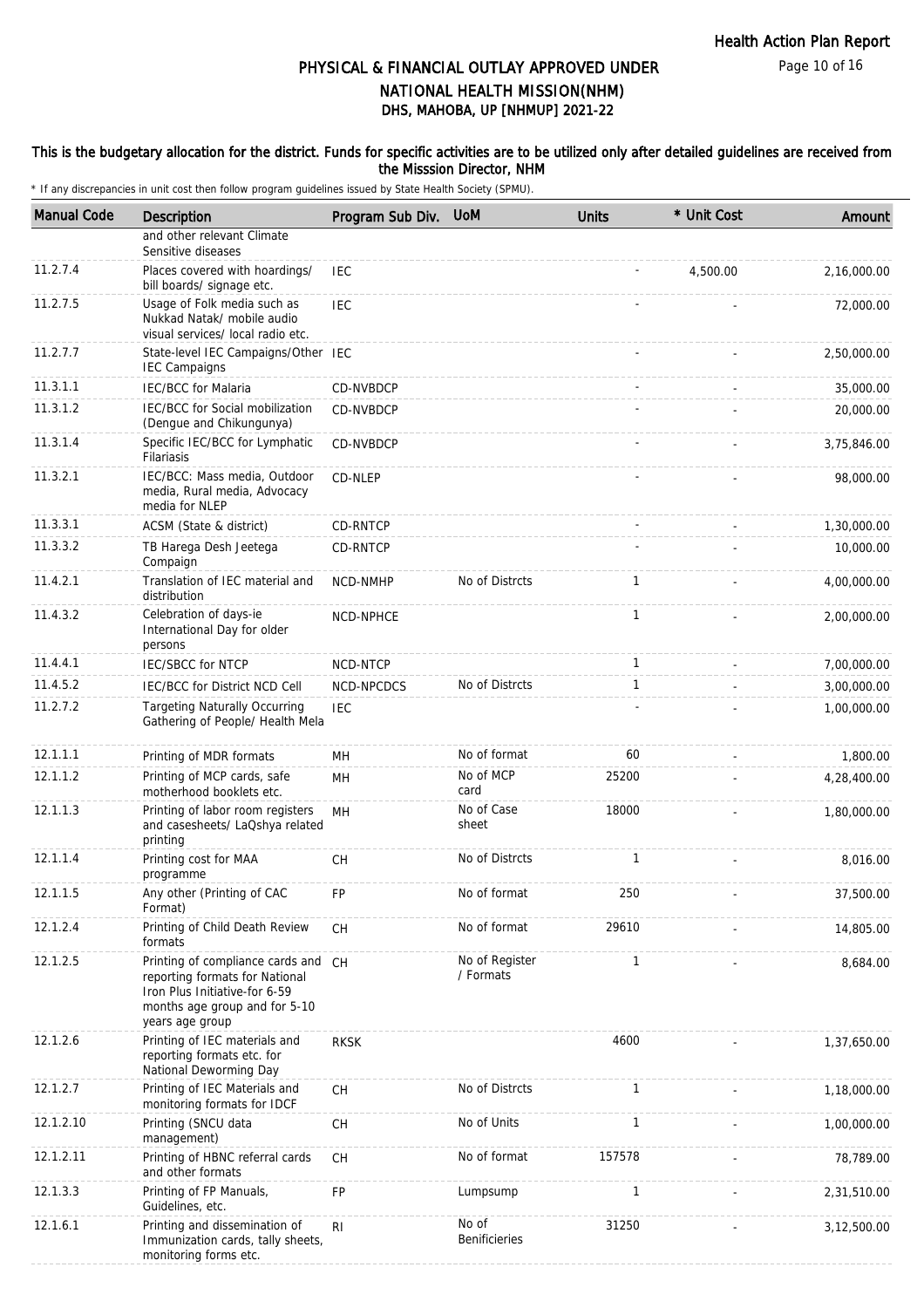# PHYSICAL & FINANCIAL OUTLAY APPROVED UNDER NATIONAL HEALTH MISSION(NHM)

## DHS, MAHOBA, UP [NHMUP] 2021-22

**This is the budgetary allocation for the district. Funds for specific activities are to be utilized only after detailed guidelines are received from the Misssion Director, NHM**

\* If any discrepancies in unit cost then follow program guidelines issued by State Health Society (SPMU).

| Manual Code | Description | Program Sub Div. | UoM | Units | * Unit Cost | Amount |
|---|---|---|---|---|---|---|
| | and other relevant Climate Sensitive diseases | | | | | |
| 11.2.7.4 | Places covered with hoardings/ bill boards/ signage etc. | IEC | | - | 4,500.00 | 2,16,000.00 |
| 11.2.7.5 | Usage of Folk media such as Nukkad Natak/ mobile audio visual services/ local radio etc. | IEC | | - | - | 72,000.00 |
| 11.2.7.7 | State-level IEC Campaigns/Other IEC Campaigns | IEC | | - | - | 2,50,000.00 |
| 11.3.1.1 | IEC/BCC for Malaria | CD-NVBDCP | | - | - | 35,000.00 |
| 11.3.1.2 | IEC/BCC for Social mobilization (Dengue and Chikungunya) | CD-NVBDCP | | - | - | 20,000.00 |
| 11.3.1.4 | Specific IEC/BCC for Lymphatic Filariasis | CD-NVBDCP | | - | - | 3,75,846.00 |
| 11.3.2.1 | IEC/BCC: Mass media, Outdoor media, Rural media, Advocacy media for NLEP | CD-NLEP | | - | - | 98,000.00 |
| 11.3.3.1 | ACSM (State & district) | CD-RNTCP | | - | - | 1,30,000.00 |
| 11.3.3.2 | TB Harega Desh Jeetega Compaign | CD-RNTCP | | - | - | 10,000.00 |
| 11.4.2.1 | Translation of IEC material and distribution | NCD-NMHP | No of Distrcts | 1 | - | 4,00,000.00 |
| 11.4.3.2 | Celebration of days-ie International Day for older persons | NCD-NPHCE | | 1 | - | 2,00,000.00 |
| 11.4.4.1 | IEC/SBCC for NTCP | NCD-NTCP | | 1 | - | 7,00,000.00 |
| 11.4.5.2 | IEC/BCC for District NCD Cell | NCD-NPCDCS | No of Distrcts | 1 | - | 3,00,000.00 |
| 11.2.7.2 | Targeting Naturally Occurring Gathering of People/ Health Mela | IEC | | - | - | 1,00,000.00 |
| 12.1.1.1 | Printing of MDR formats | MH | No of format | 60 | - | 1,800.00 |
| 12.1.1.2 | Printing of MCP cards, safe motherhood booklets etc. | MH | No of MCP card | 25200 | - | 4,28,400.00 |
| 12.1.1.3 | Printing of labor room registers and casesheets/ LaQshya related printing | MH | No of Case sheet | 18000 | - | 1,80,000.00 |
| 12.1.1.4 | Printing cost for MAA programme | CH | No of Distrcts | 1 | - | 8,016.00 |
| 12.1.1.5 | Any other (Printing of CAC Format) | FP | No of format | 250 | - | 37,500.00 |
| 12.1.2.4 | Printing of Child Death Review formats | CH | No of format | 29610 | - | 14,805.00 |
| 12.1.2.5 | Printing of compliance cards and reporting formats for National Iron Plus Initiative-for 6-59 months age group and for 5-10 years age group | CH | No of Register / Formats | 1 | - | 8,684.00 |
| 12.1.2.6 | Printing of IEC materials and reporting formats etc. for National Deworming Day | RKSK | | 4600 | - | 1,37,650.00 |
| 12.1.2.7 | Printing of IEC Materials and monitoring formats for IDCF | CH | No of Distrcts | 1 | - | 1,18,000.00 |
| 12.1.2.10 | Printing (SNCU data management) | CH | No of Units | 1 | - | 1,00,000.00 |
| 12.1.2.11 | Printing of HBNC referral cards and other formats | CH | No of format | 157578 | - | 78,789.00 |
| 12.1.3.3 | Printing of FP Manuals, Guidelines, etc. | FP | Lumpsump | 1 | - | 2,31,510.00 |
| 12.1.6.1 | Printing and dissemination of Immunization cards, tally sheets, monitoring forms etc. | RI | No of Benificieries | 31250 | - | 3,12,500.00 |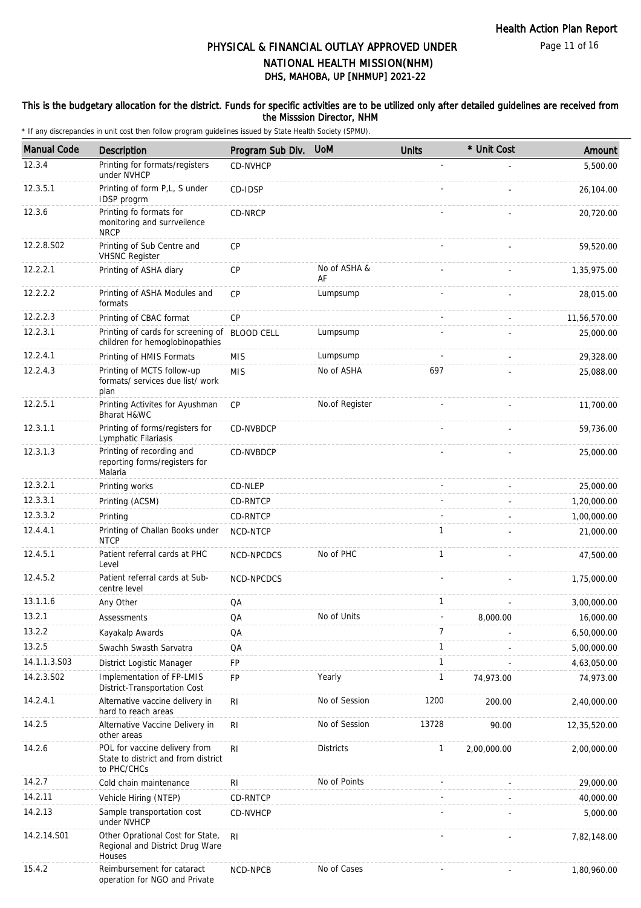# PHYSICAL & FINANCIAL OUTLAY APPROVED UNDER NATIONAL HEALTH MISSION(NHM)

## DHS, MAHOBA, UP [NHMUP] 2021-22

**This is the budgetary allocation for the district. Funds for specific activities are to be utilized only after detailed guidelines are received from the Misssion Director, NHM**

\* If any discrepancies in unit cost then follow program guidelines issued by State Health Society (SPMU).

| Manual Code | Description | Program Sub Div. | UoM | Units | * Unit Cost | Amount |
|---|---|---|---|---|---|---|
| 12.3.4 | Printing for formats/registers under NVHCP | CD-NVHCP | | - | - | 5,500.00 |
| 12.3.5.1 | Printing of form P,L, S under IDSP progrm | CD-IDSP | | - | - | 26,104.00 |
| 12.3.6 | Printing fo formats for monitoring and surrveilence NRCP | CD-NRCP | | - | - | 20,720.00 |
| 12.2.8.S02 | Printing of Sub Centre and VHSNC Register | CP | | - | - | 59,520.00 |
| 12.2.2.1 | Printing of ASHA diary | CP | No of ASHA & AF | - | - | 1,35,975.00 |
| 12.2.2.2 | Printing of ASHA Modules and formats | CP | Lumpsump | - | - | 28,015.00 |
| 12.2.2.3 | Printing of CBAC format | CP | | - | - | 11,56,570.00 |
| 12.2.3.1 | Printing of cards for screening of children for hemoglobinopathies | BLOOD CELL | Lumpsump | - | - | 25,000.00 |
| 12.2.4.1 | Printing of HMIS Formats | MIS | Lumpsump | - | - | 29,328.00 |
| 12.2.4.3 | Printing of MCTS follow-up formats/ services due list/ work plan | MIS | No of ASHA | 697 | - | 25,088.00 |
| 12.2.5.1 | Printing Activites for Ayushman Bharat H&WC | CP | No.of Register | - | - | 11,700.00 |
| 12.3.1.1 | Printing of forms/registers for Lymphatic Filariasis | CD-NVBDCP | | - | - | 59,736.00 |
| 12.3.1.3 | Printing of recording and reporting forms/registers for Malaria | CD-NVBDCP | | - | - | 25,000.00 |
| 12.3.2.1 | Printing works | CD-NLEP | | - | - | 25,000.00 |
| 12.3.3.1 | Printing (ACSM) | CD-RNTCP | | - | - | 1,20,000.00 |
| 12.3.3.2 | Printing | CD-RNTCP | | - | - | 1,00,000.00 |
| 12.4.4.1 | Printing of Challan Books under NTCP | NCD-NTCP | | 1 | - | 21,000.00 |
| 12.4.5.1 | Patient referral cards at PHC Level | NCD-NPCDCS | No of PHC | 1 | - | 47,500.00 |
| 12.4.5.2 | Patient referral cards at Sub-centre level | NCD-NPCDCS | | - | - | 1,75,000.00 |
| 13.1.1.6 | Any Other | QA | | 1 | - | 3,00,000.00 |
| 13.2.1 | Assessments | QA | No of Units | - | 8,000.00 | 16,000.00 |
| 13.2.2 | Kayakalp Awards | QA | | 7 | - | 6,50,000.00 |
| 13.2.5 | Swachh Swasth Sarvatra | QA | | 1 | - | 5,00,000.00 |
| 14.1.1.3.S03 | District Logistic Manager | FP | | 1 | - | 4,63,050.00 |
| 14.2.3.S02 | Implementation of FP-LMIS District-Transportation Cost | FP | Yearly | 1 | 74,973.00 | 74,973.00 |
| 14.2.4.1 | Alternative vaccine delivery in hard to reach areas | RI | No of Session | 1200 | 200.00 | 2,40,000.00 |
| 14.2.5 | Alternative Vaccine Delivery in other areas | RI | No of Session | 13728 | 90.00 | 12,35,520.00 |
| 14.2.6 | POL for vaccine delivery from State to district and from district to PHC/CHCs | RI | Districts | 1 | 2,00,000.00 | 2,00,000.00 |
| 14.2.7 | Cold chain maintenance | RI | No of Points | - | - | 29,000.00 |
| 14.2.11 | Vehicle Hiring (NTEP) | CD-RNTCP | | - | - | 40,000.00 |
| 14.2.13 | Sample transportation cost under NVHCP | CD-NVHCP | | - | - | 5,000.00 |
| 14.2.14.S01 | Other Oprational Cost for State, Regional and District Drug Ware Houses | RI | | - | - | 7,82,148.00 |
| 15.4.2 | Reimbursement for cataract operation for NGO and Private | NCD-NPCB | No of Cases | - | - | 1,80,960.00 |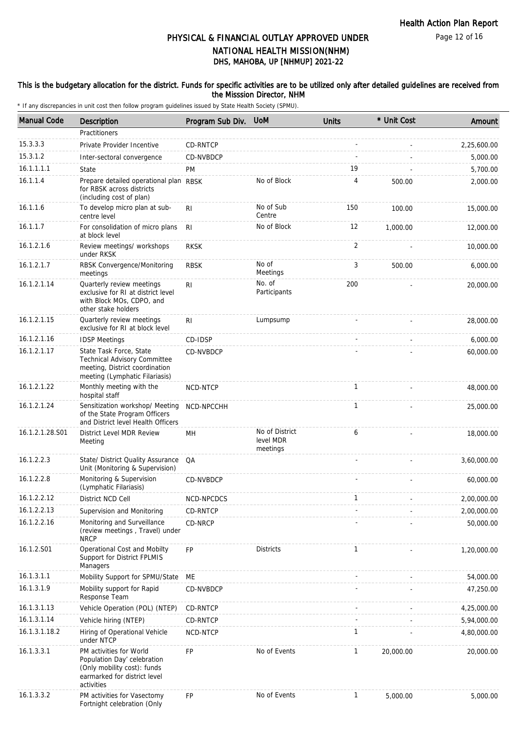# PHYSICAL & FINANCIAL OUTLAY APPROVED UNDER NATIONAL HEALTH MISSION(NHM)

## DHS, MAHOBA, UP [NHMUP] 2021-22

**This is the budgetary allocation for the district. Funds for specific activities are to be utilized only after detailed guidelines are received from the Misssion Director, NHM**

\* If any discrepancies in unit cost then follow program guidelines issued by State Health Society (SPMU).

| Manual Code | Description | Program Sub Div. | UoM | Units | * Unit Cost | Amount |
|---|---|---|---|---|---|---|
| | Practitioners | | | | | |
| 15.3.3.3 | Private Provider Incentive | CD-RNTCP | | - | - | 2,25,600.00 |
| 15.3.1.2 | Inter-sectoral convergence | CD-NVBDCP | | - | - | 5,000.00 |
| 16.1.1.1.1 | State | PM | | 19 | - | 5,700.00 |
| 16.1.1.4 | Prepare detailed operational plan for RBSK across districts (including cost of plan) | RBSK | No of Block | 4 | 500.00 | 2,000.00 |
| 16.1.1.6 | To develop micro plan at sub-centre level | RI | No of Sub Centre | 150 | 100.00 | 15,000.00 |
| 16.1.1.7 | For consolidation of micro plans at block level | RI | No of Block | 12 | 1,000.00 | 12,000.00 |
| 16.1.2.1.6 | Review meetings/ workshops under RKSK | RKSK | | 2 | - | 10,000.00 |
| 16.1.2.1.7 | RBSK Convergence/Monitoring meetings | RBSK | No of Meetings | 3 | 500.00 | 6,000.00 |
| 16.1.2.1.14 | Quarterly review meetings exclusive for RI at district level with Block MOs, CDPO, and other stake holders | RI | No. of Participants | 200 | - | 20,000.00 |
| 16.1.2.1.15 | Quarterly review meetings exclusive for RI at block level | RI | Lumpsump | - | - | 28,000.00 |
| 16.1.2.1.16 | IDSP Meetings | CD-IDSP | | - | - | 6,000.00 |
| 16.1.2.1.17 | State Task Force, State Technical Advisory Committee meeting, District coordination meeting (Lymphatic Filariasis) | CD-NVBDCP | | - | - | 60,000.00 |
| 16.1.2.1.22 | Monthly meeting with the hospital staff | NCD-NTCP | | 1 | - | 48,000.00 |
| 16.1.2.1.24 | Sensitization workshop/ Meeting of the State Program Officers and District level Health Officers | NCD-NPCCHH | | 1 | - | 25,000.00 |
| 16.1.2.1.28.S01 | District Level MDR Review Meeting | MH | No of District level MDR meetings | 6 | - | 18,000.00 |
| 16.1.2.2.3 | State/ District Quality Assurance Unit (Monitoring & Supervision) | QA | | - | - | 3,60,000.00 |
| 16.1.2.2.8 | Monitoring & Supervision (Lymphatic Filariasis) | CD-NVBDCP | | - | - | 60,000.00 |
| 16.1.2.2.12 | District NCD Cell | NCD-NPCDCS | | 1 | - | 2,00,000.00 |
| 16.1.2.2.13 | Supervision and Monitoring | CD-RNTCP | | - | - | 2,00,000.00 |
| 16.1.2.2.16 | Monitoring and Surveillance (review meetings , Travel) under NRCP | CD-NRCP | | - | - | 50,000.00 |
| 16.1.2.S01 | Operational Cost and Mobilty Support for District FPLMIS Managers | FP | Districts | 1 | - | 1,20,000.00 |
| 16.1.3.1.1 | Mobility Support for SPMU/State | ME | | - | - | 54,000.00 |
| 16.1.3.1.9 | Mobility support for Rapid Response Team | CD-NVBDCP | | - | - | 47,250.00 |
| 16.1.3.1.13 | Vehicle Operation (POL) (NTEP) | CD-RNTCP | | - | - | 4,25,000.00 |
| 16.1.3.1.14 | Vehicle hiring (NTEP) | CD-RNTCP | | - | - | 5,94,000.00 |
| 16.1.3.1.18.2 | Hiring of Operational Vehicle under NTCP | NCD-NTCP | | 1 | - | 4,80,000.00 |
| 16.1.3.3.1 | PM activities for World Population Day' celebration (Only mobility cost): funds earmarked for district level activities | FP | No of Events | 1 | 20,000.00 | 20,000.00 |
| 16.1.3.3.2 | PM activities for Vasectomy Fortnight celebration (Only | FP | No of Events | 1 | 5,000.00 | 5,000.00 |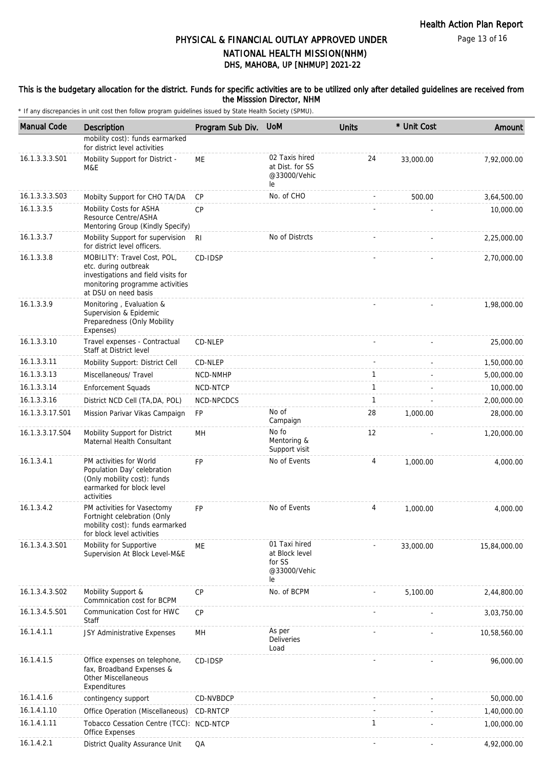# PHYSICAL & FINANCIAL OUTLAY APPROVED UNDER NATIONAL HEALTH MISSION(NHM)

## DHS, MAHOBA, UP [NHMUP] 2021-22

This is the budgetary allocation for the district. Funds for specific activities are to be utilized only after detailed guidelines are received from the Misssion Director, NHM

\* If any discrepancies in unit cost then follow program guidelines issued by State Health Society (SPMU).

| Manual Code | Description | Program Sub Div. | UoM | Units | * Unit Cost | Amount |
|---|---|---|---|---|---|---|
| | mobility cost): funds earmarked for district level activities | | | | | |
| 16.1.3.3.3.S01 | Mobility Support for District - M&E | ME | 02 Taxis hired at Dist. for SS @33000/Vehicle | 24 | 33,000.00 | 7,92,000.00 |
| 16.1.3.3.3.S03 | Mobilty Support for CHO TA/DA | CP | No. of CHO | - | 500.00 | 3,64,500.00 |
| 16.1.3.3.5 | Mobility Costs for ASHA Resource Centre/ASHA Mentoring Group (Kindly Specify) | CP | | - | - | 10,000.00 |
| 16.1.3.3.7 | Mobility Support for supervision for district level officers. | RI | No of Distrcts | - | - | 2,25,000.00 |
| 16.1.3.3.8 | MOBILITY: Travel Cost, POL, etc. during outbreak investigations and field visits for monitoring programme activities at DSU on need basis | CD-IDSP | | - | - | 2,70,000.00 |
| 16.1.3.3.9 | Monitoring , Evaluation & Supervision & Epidemic Preparedness (Only Mobility Expenses) | | | - | - | 1,98,000.00 |
| 16.1.3.3.10 | Travel expenses - Contractual Staff at District level | CD-NLEP | | - | - | 25,000.00 |
| 16.1.3.3.11 | Mobility Support: District Cell | CD-NLEP | | - | - | 1,50,000.00 |
| 16.1.3.3.13 | Miscellaneous/ Travel | NCD-NMHP | | 1 | - | 5,00,000.00 |
| 16.1.3.3.14 | Enforcement Squads | NCD-NTCP | | 1 | - | 10,000.00 |
| 16.1.3.3.16 | District NCD Cell (TA,DA, POL) | NCD-NPCDCS | | 1 | - | 2,00,000.00 |
| 16.1.3.3.17.S01 | Mission Parivar Vikas Campaign | FP | No of Campaign | 28 | 1,000.00 | 28,000.00 |
| 16.1.3.3.17.S04 | Mobility Support for District Maternal Health Consultant | MH | No fo Mentoring & Support visit | 12 | - | 1,20,000.00 |
| 16.1.3.4.1 | PM activities for World Population Day' celebration (Only mobility cost): funds earmarked for block level activities | FP | No of Events | 4 | 1,000.00 | 4,000.00 |
| 16.1.3.4.2 | PM activities for Vasectomy Fortnight celebration (Only mobility cost): funds earmarked for block level activities | FP | No of Events | 4 | 1,000.00 | 4,000.00 |
| 16.1.3.4.3.S01 | Mobility for Supportive Supervision At Block Level-M&E | ME | 01 Taxi hired at Block level for SS @33000/Vehicle | - | 33,000.00 | 15,84,000.00 |
| 16.1.3.4.3.S02 | Mobility Support & Commnication cost for BCPM | CP | No. of BCPM | - | 5,100.00 | 2,44,800.00 |
| 16.1.3.4.5.S01 | Communication Cost for HWC Staff | CP | | - | - | 3,03,750.00 |
| 16.1.4.1.1 | JSY Administrative Expenses | MH | As per Deliveries Load | - | - | 10,58,560.00 |
| 16.1.4.1.5 | Office expenses on telephone, fax, Broadband Expenses & Other Miscellaneous Expenditures | CD-IDSP | | - | - | 96,000.00 |
| 16.1.4.1.6 | contingency support | CD-NVBDCP | | - | - | 50,000.00 |
| 16.1.4.1.10 | Office Operation (Miscellaneous) | CD-RNTCP | | - | - | 1,40,000.00 |
| 16.1.4.1.11 | Tobacco Cessation Centre (TCC): Office Expenses | NCD-NTCP | | 1 | - | 1,00,000.00 |
| 16.1.4.2.1 | District Quality Assurance Unit | QA | | - | - | 4,92,000.00 |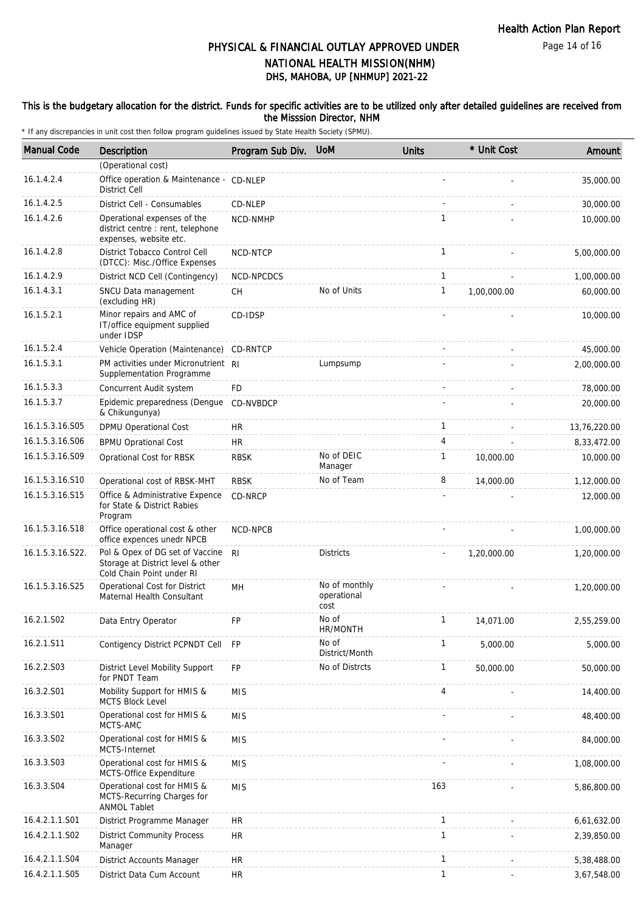# PHYSICAL & FINANCIAL OUTLAY APPROVED UNDER NATIONAL HEALTH MISSION(NHM)

## DHS, MAHOBA, UP [NHMUP] 2021-22

**This is the budgetary allocation for the district. Funds for specific activities are to be utilized only after detailed guidelines are received from the Misssion Director, NHM**

\* If any discrepancies in unit cost then follow program guidelines issued by State Health Society (SPMU).

| Manual Code | Description | Program Sub Div. | UoM | Units | * Unit Cost | Amount |
|---|---|---|---|---|---|---|
| | (Operational cost) | | | | | |
| 16.1.4.2.4 | Office operation & Maintenance - District Cell | CD-NLEP | | - | - | 35,000.00 |
| 16.1.4.2.5 | District Cell - Consumables | CD-NLEP | | - | - | 30,000.00 |
| 16.1.4.2.6 | Operational expenses of the district centre : rent, telephone expenses, website etc. | NCD-NMHP | | 1 | - | 10,000.00 |
| 16.1.4.2.8 | District Tobacco Control Cell (DTCC): Misc./Office Expenses | NCD-NTCP | | 1 | - | 5,00,000.00 |
| 16.1.4.2.9 | District NCD Cell (Contingency) | NCD-NPCDCS | | 1 | - | 1,00,000.00 |
| 16.1.4.3.1 | SNCU Data management (excluding HR) | CH | No of Units | 1 | 1,00,000.00 | 60,000.00 |
| 16.1.5.2.1 | Minor repairs and AMC of IT/office equipment supplied under IDSP | CD-IDSP | | - | - | 10,000.00 |
| 16.1.5.2.4 | Vehicle Operation (Maintenance) | CD-RNTCP | | - | - | 45,000.00 |
| 16.1.5.3.1 | PM activities under Micronutrient Supplementation Programme | RI | Lumpsump | - | - | 2,00,000.00 |
| 16.1.5.3.3 | Concurrent Audit system | FD | | - | - | 78,000.00 |
| 16.1.5.3.7 | Epidemic preparedness (Dengue & Chikungunya) | CD-NVBDCP | | - | - | 20,000.00 |
| 16.1.5.3.16.S05 | DPMU Operational Cost | HR | | 1 | - | 13,76,220.00 |
| 16.1.5.3.16.S06 | BPMU Oprational Cost | HR | | 4 | - | 8,33,472.00 |
| 16.1.5.3.16.S09 | Oprational Cost for RBSK | RBSK | No of DEIC Manager | 1 | 10,000.00 | 10,000.00 |
| 16.1.5.3.16.S10 | Operational cost of RBSK-MHT | RBSK | No of Team | 8 | 14,000.00 | 1,12,000.00 |
| 16.1.5.3.16.S15 | Office & Administrative Expence for State & District Rabies Program | CD-NRCP | | - | - | 12,000.00 |
| 16.1.5.3.16.S18 | Office operational cost & other office expences unedr NPCB | NCD-NPCB | | - | - | 1,00,000.00 |
| 16.1.5.3.16.S22. | Pol & Opex of DG set of Vaccine Storage at District level & other Cold Chain Point under RI | RI | Districts | - | 1,20,000.00 | 1,20,000.00 |
| 16.1.5.3.16.S25 | Operational Cost for District Maternal Health Consultant | MH | No of monthly operational cost | - | - | 1,20,000.00 |
| 16.2.1.S02 | Data Entry Operator | FP | No of HR/MONTH | 1 | 14,071.00 | 2,55,259.00 |
| 16.2.1.S11 | Contigency District PCPNDT Cell | FP | No of District/Month | 1 | 5,000.00 | 5,000.00 |
| 16.2.2.S03 | District Level Mobility Support for PNDT Team | FP | No of Distrcts | 1 | 50,000.00 | 50,000.00 |
| 16.3.2.S01 | Mobility Support for HMIS & MCTS Block Level | MIS | | 4 | - | 14,400.00 |
| 16.3.3.S01 | Operational cost for HMIS & MCTS-AMC | MIS | | - | - | 48,400.00 |
| 16.3.3.S02 | Operational cost for HMIS & MCTS-Internet | MIS | | - | - | 84,000.00 |
| 16.3.3.S03 | Operational cost for HMIS & MCTS-Office Expenditure | MIS | | - | - | 1,08,000.00 |
| 16.3.3.S04 | Operational cost for HMIS & MCTS-Recurring Charges for ANMOL Tablet | MIS | | 163 | - | 5,86,800.00 |
| 16.4.2.1.1.S01 | District Programme Manager | HR | | 1 | - | 6,61,632.00 |
| 16.4.2.1.1.S02 | District Community Process Manager | HR | | 1 | - | 2,39,850.00 |
| 16.4.2.1.1.S04 | District Accounts Manager | HR | | 1 | - | 5,38,488.00 |
| 16.4.2.1.1.S05 | District Data Cum Account | HR | | 1 | - | 3,67,548.00 |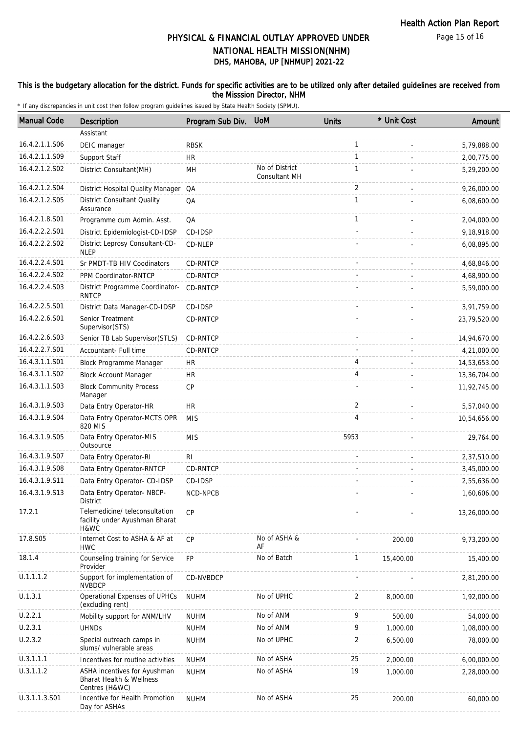# PHYSICAL & FINANCIAL OUTLAY APPROVED UNDER NATIONAL HEALTH MISSION(NHM)
## DHS, MAHOBA, UP [NHMUP] 2021-22

**This is the budgetary allocation for the district. Funds for specific activities are to be utilized only after detailed guidelines are received from the Misssion Director, NHM**

\* If any discrepancies in unit cost then follow program guidelines issued by State Health Society (SPMU).

| Manual Code | Description | Program Sub Div. | UoM | Units | * Unit Cost | Amount |
|---|---|---|---|---|---|---|
| | Assistant | | | | | |
| 16.4.2.1.1.S06 | DEIC manager | RBSK | | 1 | - | 5,79,888.00 |
| 16.4.2.1.1.S09 | Support Staff | HR | | 1 | - | 2,00,775.00 |
| 16.4.2.1.2.S02 | District Consultant(MH) | MH | No of District Consultant MH | 1 | - | 5,29,200.00 |
| 16.4.2.1.2.S04 | District Hospital Quality Manager | QA | | 2 | - | 9,26,000.00 |
| 16.4.2.1.2.S05 | District Consultant Quality Assurance | QA | | 1 | - | 6,08,600.00 |
| 16.4.2.1.8.S01 | Programme cum Admin. Asst. | QA | | 1 | - | 2,04,000.00 |
| 16.4.2.2.2.S01 | District Epidemiologist-CD-IDSP | CD-IDSP | | - | - | 9,18,918.00 |
| 16.4.2.2.2.S02 | District Leprosy Consultant-CD-NLEP | CD-NLEP | | - | - | 6,08,895.00 |
| 16.4.2.2.4.S01 | Sr PMDT-TB HIV Coodinators | CD-RNTCP | | - | - | 4,68,846.00 |
| 16.4.2.2.4.S02 | PPM Coordinator-RNTCP | CD-RNTCP | | - | - | 4,68,900.00 |
| 16.4.2.2.4.S03 | District Programme Coordinator-RNTCP | CD-RNTCP | | - | - | 5,59,000.00 |
| 16.4.2.2.5.S01 | District Data Manager-CD-IDSP | CD-IDSP | | - | - | 3,91,759.00 |
| 16.4.2.2.6.S01 | Senior Treatment Supervisor(STS) | CD-RNTCP | | - | - | 23,79,520.00 |
| 16.4.2.2.6.S03 | Senior TB Lab Supervisor(STLS) | CD-RNTCP | | - | - | 14,94,670.00 |
| 16.4.2.2.7.S01 | Accountant- Full time | CD-RNTCP | | - | - | 4,21,000.00 |
| 16.4.3.1.1.S01 | Block Programme Manager | HR | | 4 | - | 14,53,653.00 |
| 16.4.3.1.1.S02 | Block Account Manager | HR | | 4 | - | 13,36,704.00 |
| 16.4.3.1.1.S03 | Block Community Process Manager | CP | | - | - | 11,92,745.00 |
| 16.4.3.1.9.S03 | Data Entry Operator-HR | HR | | 2 | - | 5,57,040.00 |
| 16.4.3.1.9.S04 | Data Entry Operator-MCTS OPR 820 MIS | MIS | | 4 | - | 10,54,656.00 |
| 16.4.3.1.9.S05 | Data Entry Operator-MIS Outsource | MIS | | 5953 | - | 29,764.00 |
| 16.4.3.1.9.S07 | Data Entry Operator-RI | RI | | - | - | 2,37,510.00 |
| 16.4.3.1.9.S08 | Data Entry Operator-RNTCP | CD-RNTCP | | - | - | 3,45,000.00 |
| 16.4.3.1.9.S11 | Data Entry Operator- CD-IDSP | CD-IDSP | | - | - | 2,55,636.00 |
| 16.4.3.1.9.S13 | Data Entry Operator- NBCP-District | NCD-NPCB | | - | - | 1,60,606.00 |
| 17.2.1 | Telemedicine/ teleconsultation facility under Ayushman Bharat H&WC | CP | | - | - | 13,26,000.00 |
| 17.8.S05 | Internet Cost to ASHA & AF at HWC | CP | No of ASHA & AF | - | 200.00 | 9,73,200.00 |
| 18.1.4 | Counseling training for Service Provider | FP | No of Batch | 1 | 15,400.00 | 15,400.00 |
| U.1.1.1.2 | Support for implementation of NVBDCP | CD-NVBDCP | | - | - | 2,81,200.00 |
| U.1.3.1 | Operational Expenses of UPHCs (excluding rent) | NUHM | No of UPHC | 2 | 8,000.00 | 1,92,000.00 |
| U.2.2.1 | Mobility support for ANM/LHV | NUHM | No of ANM | 9 | 500.00 | 54,000.00 |
| U.2.3.1 | UHNDs | NUHM | No of ANM | 9 | 1,000.00 | 1,08,000.00 |
| U.2.3.2 | Special outreach camps in slums/ vulnerable areas | NUHM | No of UPHC | 2 | 6,500.00 | 78,000.00 |
| U.3.1.1.1 | Incentives for routine activities | NUHM | No of ASHA | 25 | 2,000.00 | 6,00,000.00 |
| U.3.1.1.2 | ASHA incentives for Ayushman Bharat Health & Wellness Centres (H&WC) | NUHM | No of ASHA | 19 | 1,000.00 | 2,28,000.00 |
| U.3.1.1.3.S01 | Incentive for Health Promotion Day for ASHAs | NUHM | No of ASHA | 25 | 200.00 | 60,000.00 |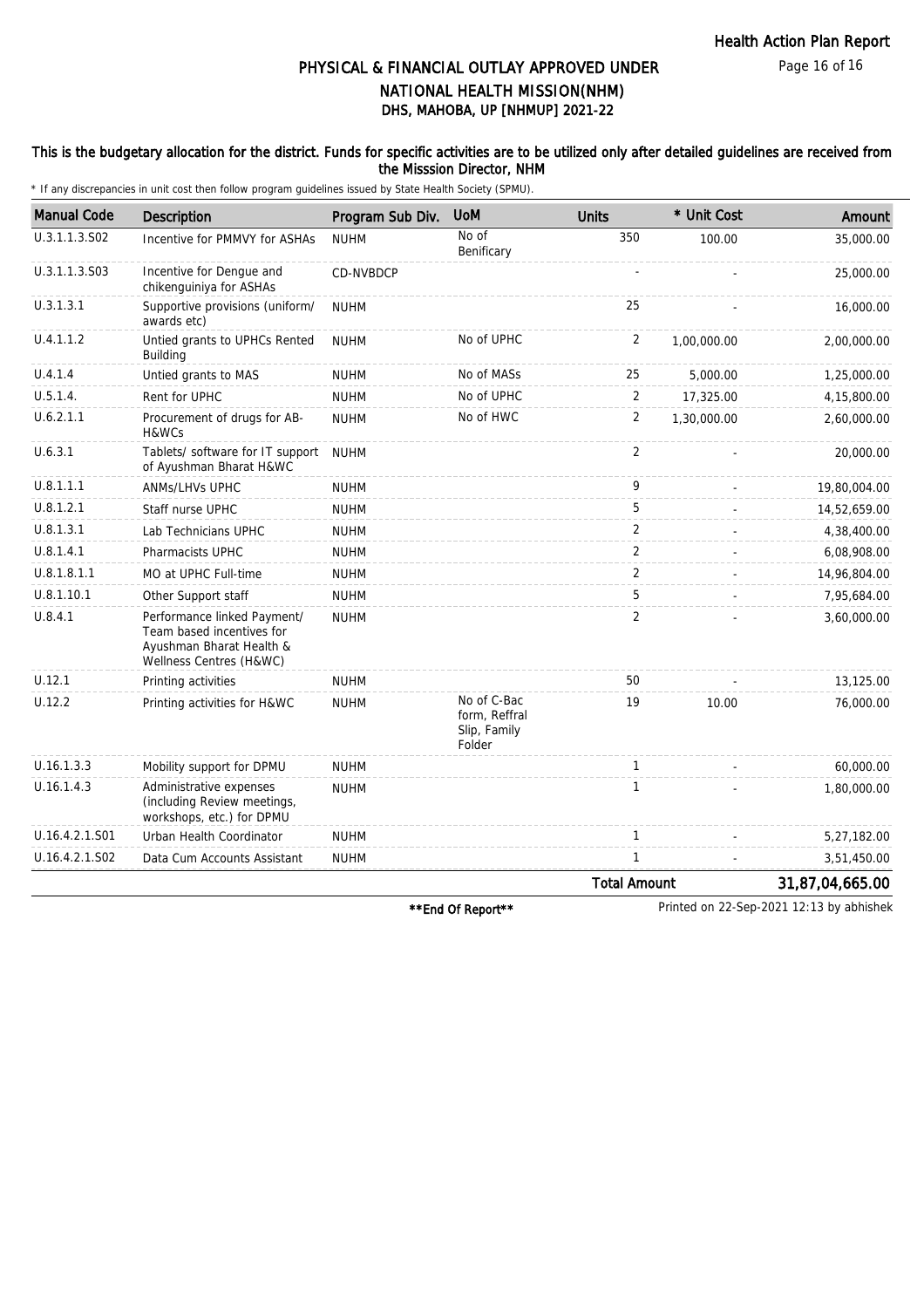# PHYSICAL & FINANCIAL OUTLAY APPROVED UNDER NATIONAL HEALTH MISSION(NHM)
## DHS, MAHOBA, UP [NHMUP] 2021-22

**This is the budgetary allocation for the district. Funds for specific activities are to be utilized only after detailed guidelines are received from the Misssion Director, NHM**

* If any discrepancies in unit cost then follow program guidelines issued by State Health Society (SPMU).

| Manual Code | Description | Program Sub Div. | UoM | Units | * Unit Cost | Amount |
|---|---|---|---|---|---|---|
| U.3.1.1.3.S02 | Incentive for PMMVY for ASHAs | NUHM | No of Benificary | 350 | 100.00 | 35,000.00 |
| U.3.1.1.3.S03 | Incentive for Dengue and chikenguiniya for ASHAs | CD-NVBDCP | | - | - | 25,000.00 |
| U.3.1.3.1 | Supportive provisions (uniform/ awards etc) | NUHM | | 25 | - | 16,000.00 |
| U.4.1.1.2 | Untied grants to UPHCs Rented Building | NUHM | No of UPHC | 2 | 1,00,000.00 | 2,00,000.00 |
| U.4.1.4 | Untied grants to MAS | NUHM | No of MASs | 25 | 5,000.00 | 1,25,000.00 |
| U.5.1.4. | Rent for UPHC | NUHM | No of UPHC | 2 | 17,325.00 | 4,15,800.00 |
| U.6.2.1.1 | Procurement of drugs for AB-H&WCs | NUHM | No of HWC | 2 | 1,30,000.00 | 2,60,000.00 |
| U.6.3.1 | Tablets/ software for IT support of Ayushman Bharat H&WC | NUHM | | 2 | - | 20,000.00 |
| U.8.1.1.1 | ANMs/LHVs UPHC | NUHM | | 9 | - | 19,80,004.00 |
| U.8.1.2.1 | Staff nurse UPHC | NUHM | | 5 | - | 14,52,659.00 |
| U.8.1.3.1 | Lab Technicians UPHC | NUHM | | 2 | - | 4,38,400.00 |
| U.8.1.4.1 | Pharmacists UPHC | NUHM | | 2 | - | 6,08,908.00 |
| U.8.1.8.1.1 | MO at UPHC Full-time | NUHM | | 2 | - | 14,96,804.00 |
| U.8.1.10.1 | Other Support staff | NUHM | | 5 | - | 7,95,684.00 |
| U.8.4.1 | Performance linked Payment/ Team based incentives for Ayushman Bharat Health & Wellness Centres (H&WC) | NUHM | | 2 | - | 3,60,000.00 |
| U.12.1 | Printing activities | NUHM | | 50 | - | 13,125.00 |
| U.12.2 | Printing activities for H&WC | NUHM | No of C-Bac form, Reffral Slip, Family Folder | 19 | 10.00 | 76,000.00 |
| U.16.1.3.3 | Mobility support for DPMU | NUHM | | 1 | - | 60,000.00 |
| U.16.1.4.3 | Administrative expenses (including Review meetings, workshops, etc.) for DPMU | NUHM | | 1 | - | 1,80,000.00 |
| U.16.4.2.1.S01 | Urban Health Coordinator | NUHM | | 1 | - | 5,27,182.00 |
| U.16.4.2.1.S02 | Data Cum Accounts Assistant | NUHM | | 1 | - | 3,51,450.00 |
| | | | | **Total Amount** | | **31,87,04,665.00** |

**\*\*End Of Report\*\***

Printed on 22-Sep-2021 12:13 by abhishek